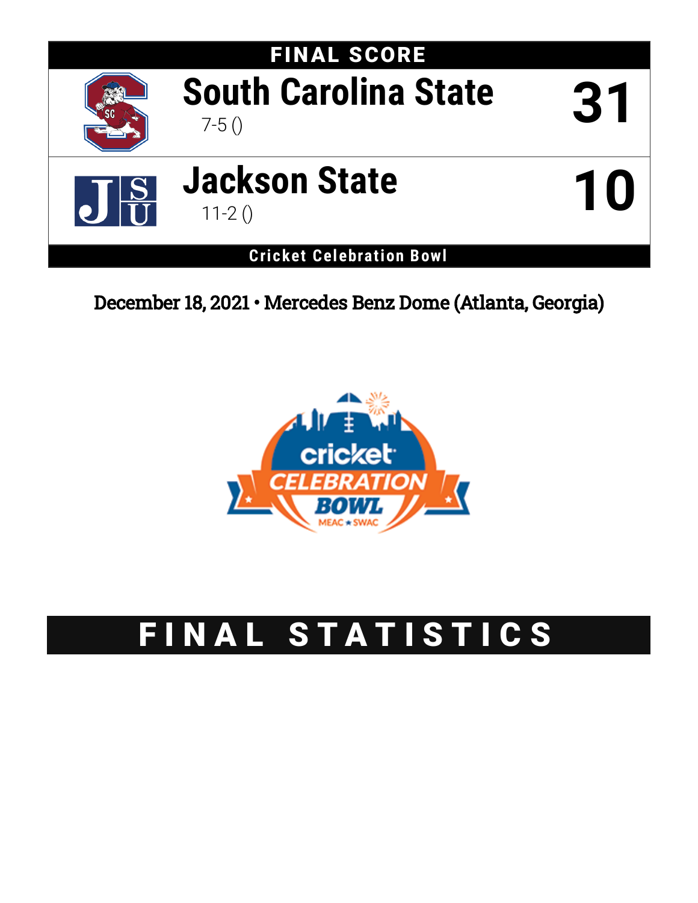# FINAL SCORE

| Team | Score |
|---|---|
| **South Carolina State** 7-5 () | **31** |
| **Jackson State** 11-2 () | **10** |

**Cricket Celebration Bowl**

December 18, 2021 • Mercedes Benz Dome (Atlanta, Georgia)

# FINAL STATISTICS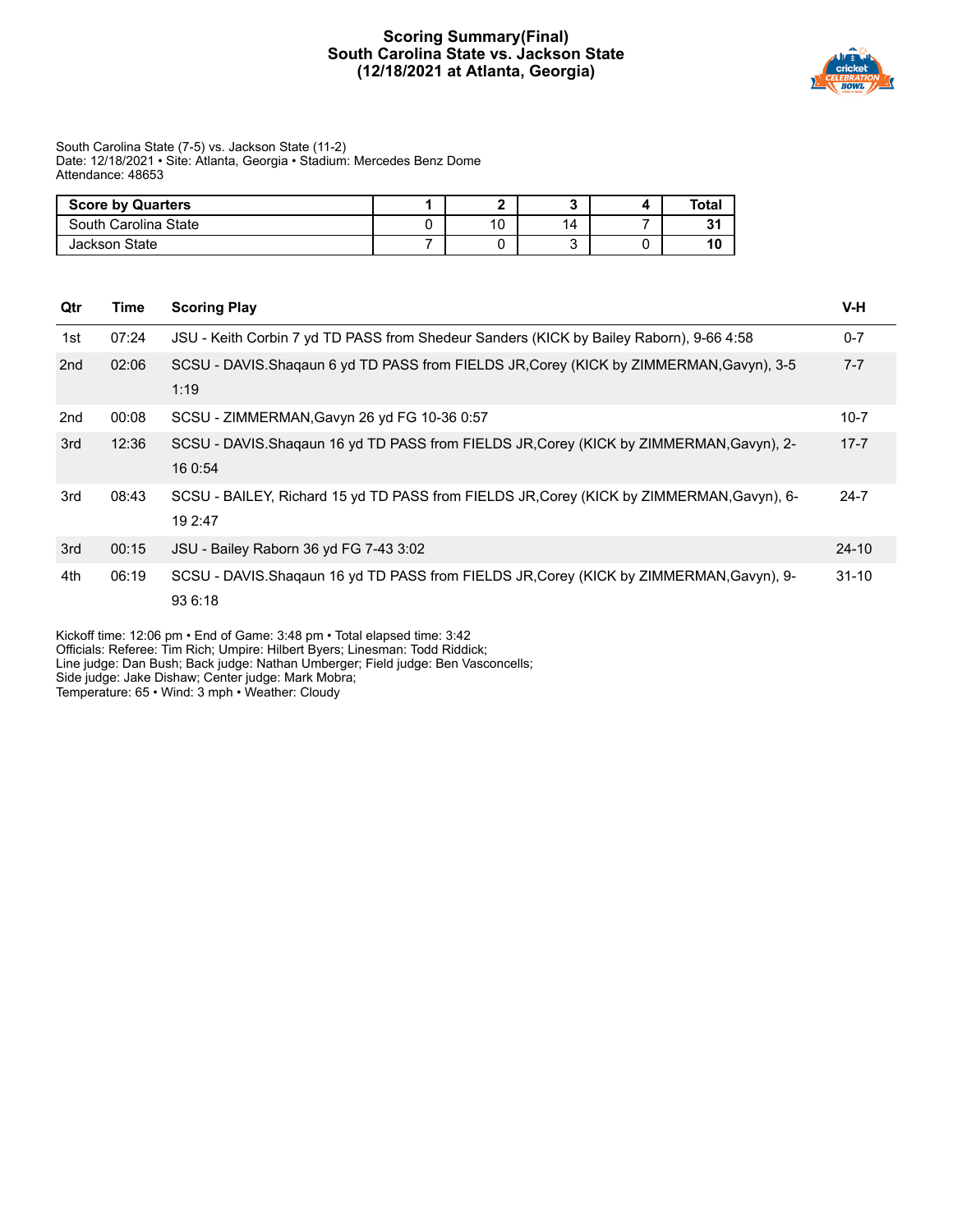# Scoring Summary(Final)
## South Carolina State vs. Jackson State
## (12/18/2021 at Atlanta, Georgia)

South Carolina State (7-5) vs. Jackson State (11-2)
Date: 12/18/2021 • Site: Atlanta, Georgia • Stadium: Mercedes Benz Dome
Attendance: 48653

| Score by Quarters | 1 | 2 | 3 | 4 | Total |
|---|---|---|---|---|---|
| South Carolina State | 0 | 10 | 14 | 7 | **31** |
| Jackson State | 7 | 0 | 3 | 0 | **10** |

| Qtr | Time | Scoring Play | V-H |
|---|---|---|---|
| 1st | 07:24 | JSU - Keith Corbin 7 yd TD PASS from Shedeur Sanders (KICK by Bailey Raborn), 9-66 4:58 | 0-7 |
| 2nd | 02:06 | SCSU - DAVIS.Shaqaun 6 yd TD PASS from FIELDS JR,Corey (KICK by ZIMMERMAN,Gavyn), 3-5 1:19 | 7-7 |
| 2nd | 00:08 | SCSU - ZIMMERMAN,Gavyn 26 yd FG 10-36 0:57 | 10-7 |
| 3rd | 12:36 | SCSU - DAVIS.Shaqaun 16 yd TD PASS from FIELDS JR,Corey (KICK by ZIMMERMAN,Gavyn), 2-16 0:54 | 17-7 |
| 3rd | 08:43 | SCSU - BAILEY, Richard 15 yd TD PASS from FIELDS JR,Corey (KICK by ZIMMERMAN,Gavyn), 6-19 2:47 | 24-7 |
| 3rd | 00:15 | JSU - Bailey Raborn 36 yd FG 7-43 3:02 | 24-10 |
| 4th | 06:19 | SCSU - DAVIS.Shaqaun 16 yd TD PASS from FIELDS JR,Corey (KICK by ZIMMERMAN,Gavyn), 9-93 6:18 | 31-10 |

Kickoff time: 12:06 pm • End of Game: 3:48 pm • Total elapsed time: 3:42
Officials: Referee: Tim Rich; Umpire: Hilbert Byers; Linesman: Todd Riddick;
Line judge: Dan Bush; Back judge: Nathan Umberger; Field judge: Ben Vasconcells;
Side judge: Jake Dishaw; Center judge: Mark Mobra;
Temperature: 65 • Wind: 3 mph • Weather: Cloudy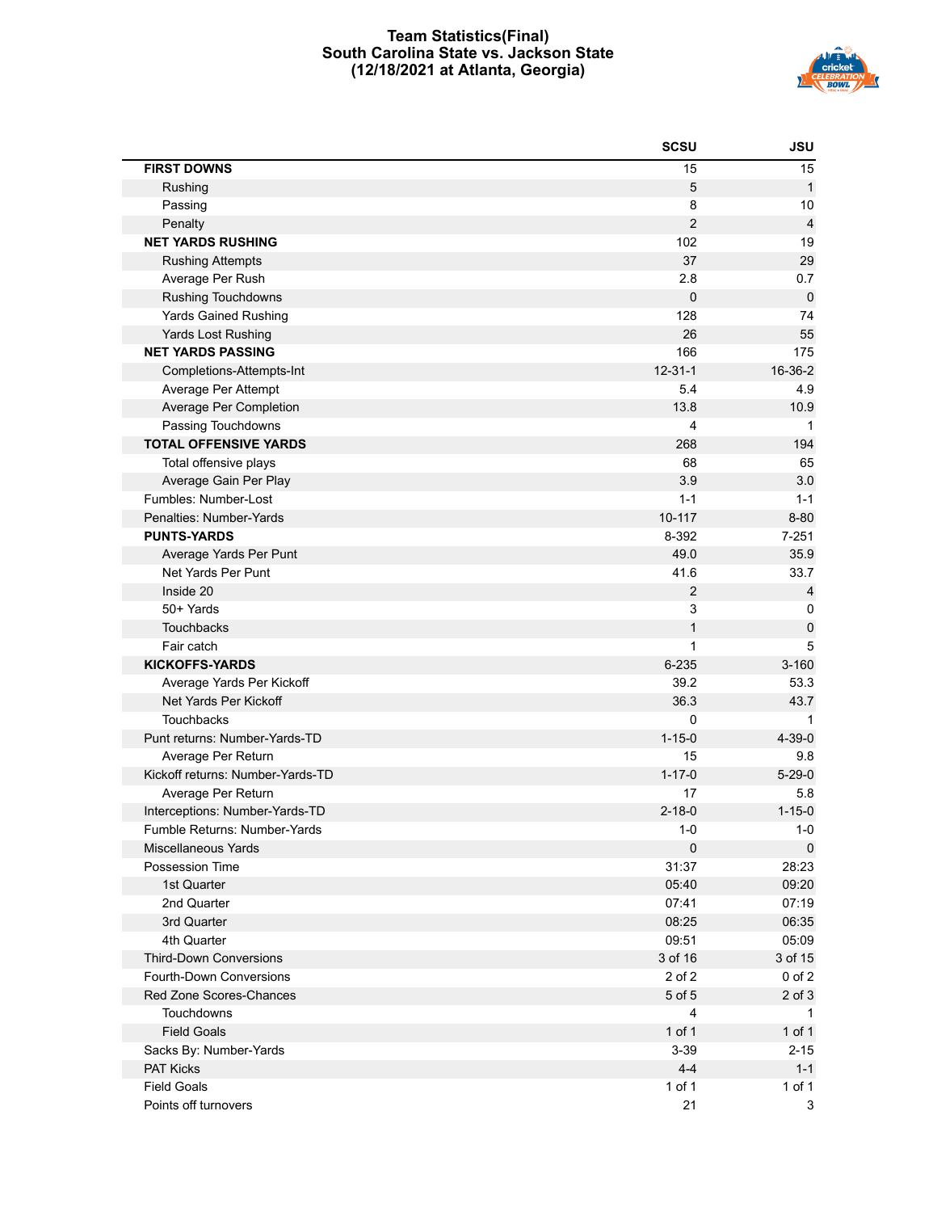# Team Statistics(Final)
## South Carolina State vs. Jackson State
### (12/18/2021 at Atlanta, Georgia)

| | SCSU | JSU |
|---|---|---|
| **FIRST DOWNS** | 15 | 15 |
| Rushing | 5 | 1 |
| Passing | 8 | 10 |
| Penalty | 2 | 4 |
| **NET YARDS RUSHING** | 102 | 19 |
| Rushing Attempts | 37 | 29 |
| Average Per Rush | 2.8 | 0.7 |
| Rushing Touchdowns | 0 | 0 |
| Yards Gained Rushing | 128 | 74 |
| Yards Lost Rushing | 26 | 55 |
| **NET YARDS PASSING** | 166 | 175 |
| Completions-Attempts-Int | 12-31-1 | 16-36-2 |
| Average Per Attempt | 5.4 | 4.9 |
| Average Per Completion | 13.8 | 10.9 |
| Passing Touchdowns | 4 | 1 |
| **TOTAL OFFENSIVE YARDS** | 268 | 194 |
| Total offensive plays | 68 | 65 |
| Average Gain Per Play | 3.9 | 3.0 |
| Fumbles: Number-Lost | 1-1 | 1-1 |
| Penalties: Number-Yards | 10-117 | 8-80 |
| **PUNTS-YARDS** | 8-392 | 7-251 |
| Average Yards Per Punt | 49.0 | 35.9 |
| Net Yards Per Punt | 41.6 | 33.7 |
| Inside 20 | 2 | 4 |
| 50+ Yards | 3 | 0 |
| Touchbacks | 1 | 0 |
| Fair catch | 1 | 5 |
| **KICKOFFS-YARDS** | 6-235 | 3-160 |
| Average Yards Per Kickoff | 39.2 | 53.3 |
| Net Yards Per Kickoff | 36.3 | 43.7 |
| Touchbacks | 0 | 1 |
| Punt returns: Number-Yards-TD | 1-15-0 | 4-39-0 |
| Average Per Return | 15 | 9.8 |
| Kickoff returns: Number-Yards-TD | 1-17-0 | 5-29-0 |
| Average Per Return | 17 | 5.8 |
| Interceptions: Number-Yards-TD | 2-18-0 | 1-15-0 |
| Fumble Returns: Number-Yards | 1-0 | 1-0 |
| Miscellaneous Yards | 0 | 0 |
| Possession Time | 31:37 | 28:23 |
| 1st Quarter | 05:40 | 09:20 |
| 2nd Quarter | 07:41 | 07:19 |
| 3rd Quarter | 08:25 | 06:35 |
| 4th Quarter | 09:51 | 05:09 |
| Third-Down Conversions | 3 of 16 | 3 of 15 |
| Fourth-Down Conversions | 2 of 2 | 0 of 2 |
| Red Zone Scores-Chances | 5 of 5 | 2 of 3 |
| Touchdowns | 4 | 1 |
| Field Goals | 1 of 1 | 1 of 1 |
| Sacks By: Number-Yards | 3-39 | 2-15 |
| PAT Kicks | 4-4 | 1-1 |
| Field Goals | 1 of 1 | 1 of 1 |
| Points off turnovers | 21 | 3 |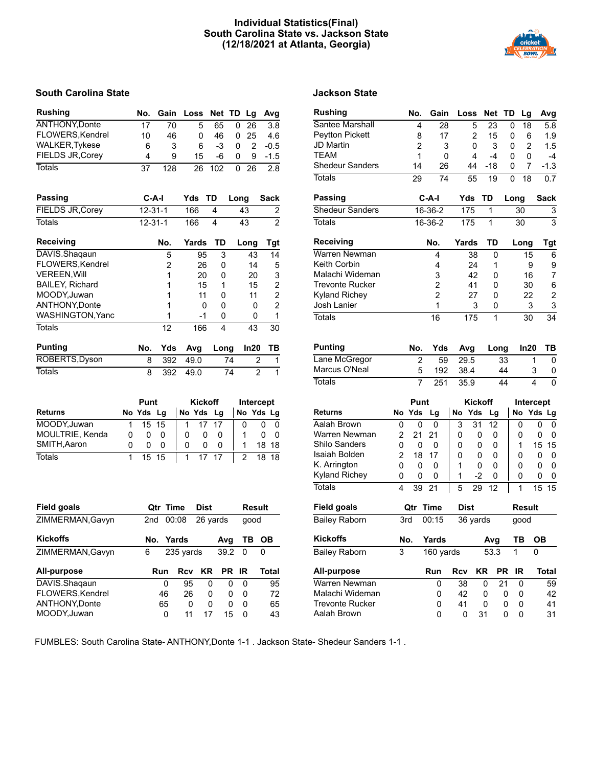# Individual Statistics(Final)
## South Carolina State vs. Jackson State
## (12/18/2021 at Atlanta, Georgia)

## South Carolina State

| Rushing | No. | Gain | Loss | Net | TD | Lg | Avg |
|---|---|---|---|---|---|---|---|
| ANTHONY,Donte | 17 | 70 | 5 | 65 | 0 | 26 | 3.8 |
| FLOWERS,Kendrel | 10 | 46 | 0 | 46 | 0 | 25 | 4.6 |
| WALKER,Tykese | 6 | 3 | 6 | -3 | 0 | 2 | -0.5 |
| FIELDS JR,Corey | 4 | 9 | 15 | -6 | 0 | 9 | -1.5 |
| Totals | 37 | 128 | 26 | 102 | 0 | 26 | 2.8 |

| Passing | C-A-I | Yds | TD | Long | Sack |
|---|---|---|---|---|---|
| FIELDS JR,Corey | 12-31-1 | 166 | 4 | 43 | 2 |
| Totals | 12-31-1 | 166 | 4 | 43 | 2 |

| Receiving | No. | Yards | TD | Long | Tgt |
|---|---|---|---|---|---|
| DAVIS.Shaqaun | 5 | 95 | 3 | 43 | 14 |
| FLOWERS,Kendrel | 2 | 26 | 0 | 14 | 5 |
| VEREEN,Will | 1 | 20 | 0 | 20 | 3 |
| BAILEY, Richard | 1 | 15 | 1 | 15 | 2 |
| MOODY,Juwan | 1 | 11 | 0 | 11 | 2 |
| ANTHONY,Donte | 1 | 0 | 0 | 0 | 2 |
| WASHINGTON,Yanc | 1 | -1 | 0 | 0 | 1 |
| Totals | 12 | 166 | 4 | 43 | 30 |

| Punting | No. | Yds | Avg | Long | In20 | TB |
|---|---|---|---|---|---|---|
| ROBERTS,Dyson | 8 | 392 | 49.0 | 74 | 2 | 1 |
| Totals | 8 | 392 | 49.0 | 74 | 2 | 1 |

| | Punt | | | Kickoff | | | Intercept | | |
|---|---|---|---|---|---|---|---|---|---|
| Returns | No | Yds | Lg | No | Yds | Lg | No | Yds | Lg |
| MOODY,Juwan | 1 | 15 | 15 | 1 | 17 | 17 | 0 | 0 | 0 |
| MOULTRIE, Kenda | 0 | 0 | 0 | 0 | 0 | 0 | 1 | 0 | 0 |
| SMITH,Aaron | 0 | 0 | 0 | 0 | 0 | 0 | 1 | 18 | 18 |
| Totals | 1 | 15 | 15 | 1 | 17 | 17 | 2 | 18 | 18 |

| Field goals | Qtr | Time | Dist | Result |
|---|---|---|---|---|
| ZIMMERMAN,Gavyn | 2nd | 00:08 | 26 yards | good |

| Kickoffs | No. | Yards | Avg | TB | OB |
|---|---|---|---|---|---|
| ZIMMERMAN,Gavyn | 6 | 235 yards | 39.2 | 0 | 0 |

| All-purpose | Run | Rcv | KR | PR | IR | Total |
|---|---|---|---|---|---|---|
| DAVIS.Shaqaun | 0 | 95 | 0 | 0 | 0 | 95 |
| FLOWERS,Kendrel | 46 | 26 | 0 | 0 | 0 | 72 |
| ANTHONY,Donte | 65 | 0 | 0 | 0 | 0 | 65 |
| MOODY,Juwan | 0 | 11 | 17 | 15 | 0 | 43 |

## Jackson State

| Rushing | No. | Gain | Loss | Net | TD | Lg | Avg |
|---|---|---|---|---|---|---|---|
| Santee Marshall | 4 | 28 | 5 | 23 | 0 | 18 | 5.8 |
| Peytton Pickett | 8 | 17 | 2 | 15 | 0 | 6 | 1.9 |
| JD Martin | 2 | 3 | 0 | 3 | 0 | 2 | 1.5 |
| TEAM | 1 | 0 | 4 | -4 | 0 | 0 | -4 |
| Shedeur Sanders | 14 | 26 | 44 | -18 | 0 | 7 | -1.3 |
| Totals | 29 | 74 | 55 | 19 | 0 | 18 | 0.7 |

| Passing | C-A-I | Yds | TD | Long | Sack |
|---|---|---|---|---|---|
| Shedeur Sanders | 16-36-2 | 175 | 1 | 30 | 3 |
| Totals | 16-36-2 | 175 | 1 | 30 | 3 |

| Receiving | No. | Yards | TD | Long | Tgt |
|---|---|---|---|---|---|
| Warren Newman | 4 | 38 | 0 | 15 | 6 |
| Keith Corbin | 4 | 24 | 1 | 9 | 9 |
| Malachi Wideman | 3 | 42 | 0 | 16 | 7 |
| Trevonte Rucker | 2 | 41 | 0 | 30 | 6 |
| Kyland Richey | 2 | 27 | 0 | 22 | 2 |
| Josh Lanier | 1 | 3 | 0 | 3 | 3 |
| Totals | 16 | 175 | 1 | 30 | 34 |

| Punting | No. | Yds | Avg | Long | In20 | TB |
|---|---|---|---|---|---|---|
| Lane McGregor | 2 | 59 | 29.5 | 33 | 1 | 0 |
| Marcus O'Neal | 5 | 192 | 38.4 | 44 | 3 | 0 |
| Totals | 7 | 251 | 35.9 | 44 | 4 | 0 |

| | Punt | | | Kickoff | | | Intercept | | |
|---|---|---|---|---|---|---|---|---|---|
| Returns | No | Yds | Lg | No | Yds | Lg | No | Yds | Lg |
| Aalah Brown | 0 | 0 | 0 | 3 | 31 | 12 | 0 | 0 | 0 |
| Warren Newman | 2 | 21 | 21 | 0 | 0 | 0 | 0 | 0 | 0 |
| Shilo Sanders | 0 | 0 | 0 | 0 | 0 | 0 | 1 | 15 | 15 |
| Isaiah Bolden | 2 | 18 | 17 | 0 | 0 | 0 | 0 | 0 | 0 |
| K. Arrington | 0 | 0 | 0 | 1 | 0 | 0 | 0 | 0 | 0 |
| Kyland Richey | 0 | 0 | 0 | 1 | -2 | 0 | 0 | 0 | 0 |
| Totals | 4 | 39 | 21 | 5 | 29 | 12 | 1 | 15 | 15 |

| Field goals | Qtr | Time | Dist | Result |
|---|---|---|---|---|
| Bailey Raborn | 3rd | 00:15 | 36 yards | good |

| Kickoffs | No. | Yards | Avg | TB | OB |
|---|---|---|---|---|---|
| Bailey Raborn | 3 | 160 yards | 53.3 | 1 | 0 |

| All-purpose | Run | Rcv | KR | PR | IR | Total |
|---|---|---|---|---|---|---|
| Warren Newman | 0 | 38 | 0 | 21 | 0 | 59 |
| Malachi Wideman | 0 | 42 | 0 | 0 | 0 | 42 |
| Trevonte Rucker | 0 | 41 | 0 | 0 | 0 | 41 |
| Aalah Brown | 0 | 0 | 31 | 0 | 0 | 31 |

FUMBLES: South Carolina State- ANTHONY,Donte 1-1 . Jackson State- Shedeur Sanders 1-1 .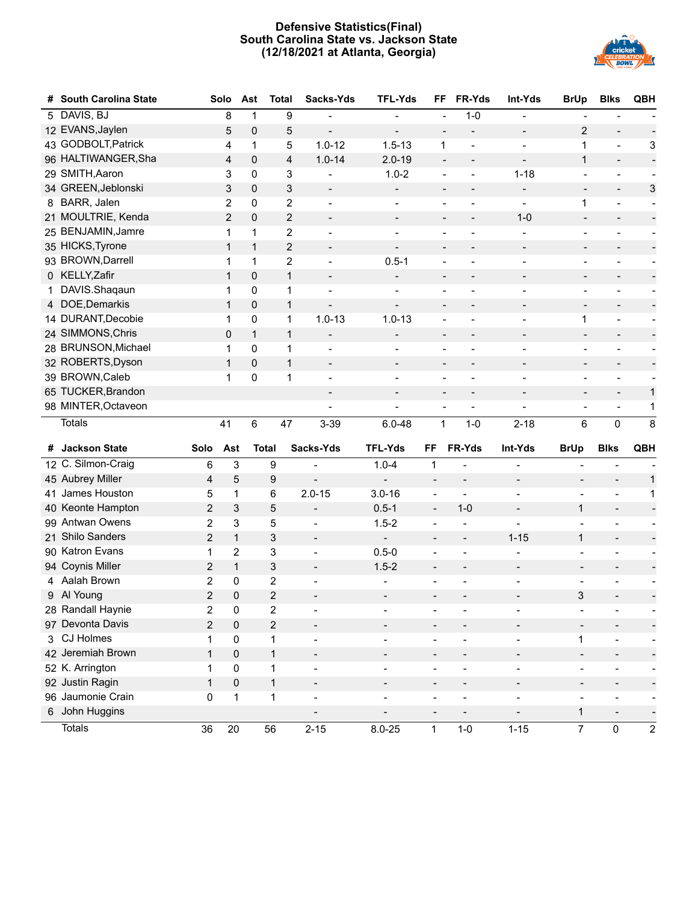# Defensive Statistics(Final)
## South Carolina State vs. Jackson State
## (12/18/2021 at Atlanta, Georgia)

| # | South Carolina State | Solo | Ast | Total | Sacks-Yds | TFL-Yds | FF | FR-Yds | Int-Yds | BrUp | Blks | QBH |
|---|---|---|---|---|---|---|---|---|---|---|---|---|
| 5 | DAVIS, BJ | 8 | 1 | 9 | - | - | - | 1-0 | - | - | - | - |
| 12 | EVANS,Jaylen | 5 | 0 | 5 | - | - | - | - | - | 2 | - | - |
| 43 | GODBOLT,Patrick | 4 | 1 | 5 | 1.0-12 | 1.5-13 | 1 | - | - | 1 | - | 3 |
| 96 | HALTIWANGER,Sha | 4 | 0 | 4 | 1.0-14 | 2.0-19 | - | - | - | 1 | - | - |
| 29 | SMITH,Aaron | 3 | 0 | 3 | - | 1.0-2 | - | - | 1-18 | - | - | - |
| 34 | GREEN,Jeblonski | 3 | 0 | 3 | - | - | - | - | - | - | - | 3 |
| 8 | BARR, Jalen | 2 | 0 | 2 | - | - | - | - | - | 1 | - | - |
| 21 | MOULTRIE, Kenda | 2 | 0 | 2 | - | - | - | - | 1-0 | - | - | - |
| 25 | BENJAMIN,Jamre | 1 | 1 | 2 | - | - | - | - | - | - | - | - |
| 35 | HICKS,Tyrone | 1 | 1 | 2 | - | - | - | - | - | - | - | - |
| 93 | BROWN,Darrell | 1 | 1 | 2 | - | 0.5-1 | - | - | - | - | - | - |
| 0 | KELLY,Zafir | 1 | 0 | 1 | - | - | - | - | - | - | - | - |
| 1 | DAVIS.Shaqaun | 1 | 0 | 1 | - | - | - | - | - | - | - | - |
| 4 | DOE,Demarkis | 1 | 0 | 1 | - | - | - | - | - | - | - | - |
| 14 | DURANT,Decobie | 1 | 0 | 1 | 1.0-13 | 1.0-13 | - | - | - | 1 | - | - |
| 24 | SIMMONS,Chris | 0 | 1 | 1 | - | - | - | - | - | - | - | - |
| 28 | BRUNSON,Michael | 1 | 0 | 1 | - | - | - | - | - | - | - | - |
| 32 | ROBERTS,Dyson | 1 | 0 | 1 | - | - | - | - | - | - | - | - |
| 39 | BROWN,Caleb | 1 | 0 | 1 | - | - | - | - | - | - | - | - |
| 65 | TUCKER,Brandon | | | | - | - | - | - | - | - | - | 1 |
| 98 | MINTER,Octaveon | | | | - | - | - | - | - | - | - | 1 |
| | Totals | 41 | 6 | 47 | 3-39 | 6.0-48 | 1 | 1-0 | 2-18 | 6 | 0 | 8 |

| # | Jackson State | Solo | Ast | Total | Sacks-Yds | TFL-Yds | FF | FR-Yds | Int-Yds | BrUp | Blks | QBH |
|---|---|---|---|---|---|---|---|---|---|---|---|---|
| 12 | C. Silmon-Craig | 6 | 3 | 9 | - | 1.0-4 | 1 | - | - | - | - | - |
| 45 | Aubrey Miller | 4 | 5 | 9 | - | - | - | - | - | - | - | 1 |
| 41 | James Houston | 5 | 1 | 6 | 2.0-15 | 3.0-16 | - | - | - | - | - | 1 |
| 40 | Keonte Hampton | 2 | 3 | 5 | - | 0.5-1 | - | 1-0 | - | 1 | - | - |
| 99 | Antwan Owens | 2 | 3 | 5 | - | 1.5-2 | - | - | - | - | - | - |
| 21 | Shilo Sanders | 2 | 1 | 3 | - | - | - | - | 1-15 | 1 | - | - |
| 90 | Katron Evans | 1 | 2 | 3 | - | 0.5-0 | - | - | - | - | - | - |
| 94 | Coynis Miller | 2 | 1 | 3 | - | 1.5-2 | - | - | - | - | - | - |
| 4 | Aalah Brown | 2 | 0 | 2 | - | - | - | - | - | - | - | - |
| 9 | Al Young | 2 | 0 | 2 | - | - | - | - | - | 3 | - | - |
| 28 | Randall Haynie | 2 | 0 | 2 | - | - | - | - | - | - | - | - |
| 97 | Devonta Davis | 2 | 0 | 2 | - | - | - | - | - | - | - | - |
| 3 | CJ Holmes | 1 | 0 | 1 | - | - | - | - | - | 1 | - | - |
| 42 | Jeremiah Brown | 1 | 0 | 1 | - | - | - | - | - | - | - | - |
| 52 | K. Arrington | 1 | 0 | 1 | - | - | - | - | - | - | - | - |
| 92 | Justin Ragin | 1 | 0 | 1 | - | - | - | - | - | - | - | - |
| 96 | Jaumonie Crain | 0 | 1 | 1 | - | - | - | - | - | - | - | - |
| 6 | John Huggins | | | | - | - | - | - | - | 1 | - | - |
| | Totals | 36 | 20 | 56 | 2-15 | 8.0-25 | 1 | 1-0 | 1-15 | 7 | 0 | 2 |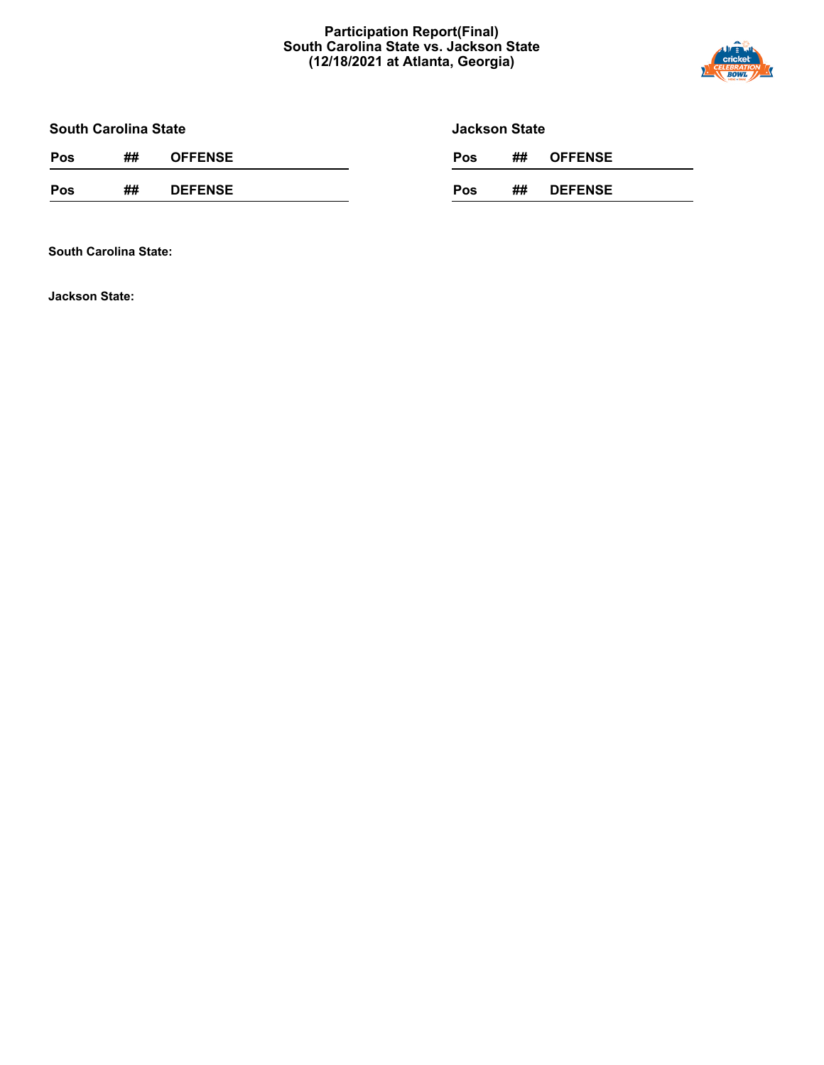# Participation Report(Final)
## South Carolina State vs. Jackson State
## (12/18/2021 at Atlanta, Georgia)

### South Carolina State

| Pos | ## | OFFENSE |
|---|---|---|

| Pos | ## | DEFENSE |
|---|---|---|

### Jackson State

| Pos | ## | OFFENSE |
|---|---|---|

| Pos | ## | DEFENSE |
|---|---|---|

**South Carolina State:**

**Jackson State:**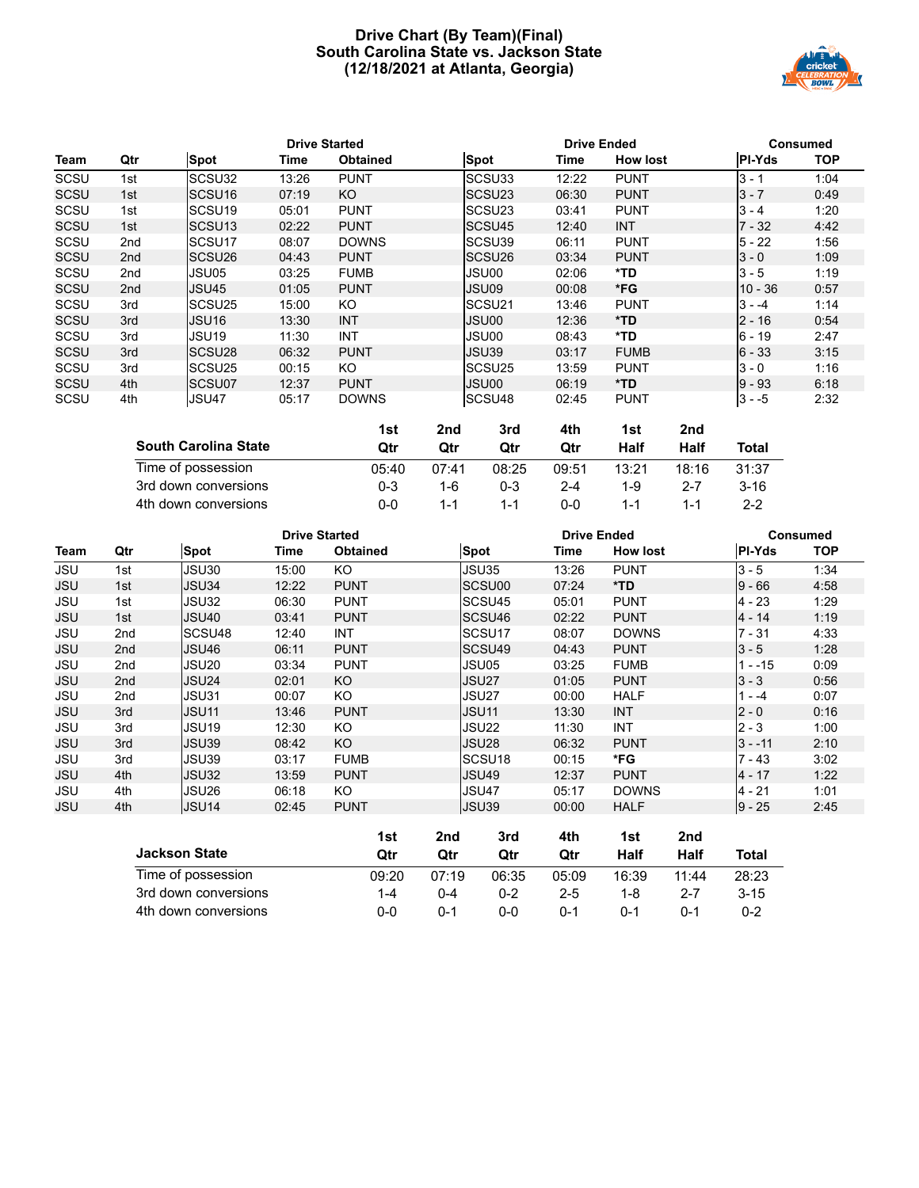# Drive Chart (By Team)(Final)
## South Carolina State vs. Jackson State
## (12/18/2021 at Atlanta, Georgia)

| | | Drive Started | | | Drive Ended | | | Consumed | |
|---|---|---|---|---|---|---|---|---|---|
| Team | Qtr | Spot | Time | Obtained | Spot | Time | How lost | Pl-Yds | TOP |
| SCSU | 1st | SCSU32 | 13:26 | PUNT | SCSU33 | 12:22 | PUNT | 3 - 1 | 1:04 |
| SCSU | 1st | SCSU16 | 07:19 | KO | SCSU23 | 06:30 | PUNT | 3 - 7 | 0:49 |
| SCSU | 1st | SCSU19 | 05:01 | PUNT | SCSU23 | 03:41 | PUNT | 3 - 4 | 1:20 |
| SCSU | 1st | SCSU13 | 02:22 | PUNT | SCSU45 | 12:40 | INT | 7 - 32 | 4:42 |
| SCSU | 2nd | SCSU17 | 08:07 | DOWNS | SCSU39 | 06:11 | PUNT | 5 - 22 | 1:56 |
| SCSU | 2nd | SCSU26 | 04:43 | PUNT | SCSU26 | 03:34 | PUNT | 3 - 0 | 1:09 |
| SCSU | 2nd | JSU05 | 03:25 | FUMB | JSU00 | 02:06 | **\*TD** | 3 - 5 | 1:19 |
| SCSU | 2nd | JSU45 | 01:05 | PUNT | JSU09 | 00:08 | **\*FG** | 10 - 36 | 0:57 |
| SCSU | 3rd | SCSU25 | 15:00 | KO | SCSU21 | 13:46 | PUNT | 3 - -4 | 1:14 |
| SCSU | 3rd | JSU16 | 13:30 | INT | JSU00 | 12:36 | **\*TD** | 2 - 16 | 0:54 |
| SCSU | 3rd | JSU19 | 11:30 | INT | JSU00 | 08:43 | **\*TD** | 6 - 19 | 2:47 |
| SCSU | 3rd | SCSU28 | 06:32 | PUNT | JSU39 | 03:17 | FUMB | 6 - 33 | 3:15 |
| SCSU | 3rd | SCSU25 | 00:15 | KO | SCSU25 | 13:59 | PUNT | 3 - 0 | 1:16 |
| SCSU | 4th | SCSU07 | 12:37 | PUNT | JSU00 | 06:19 | **\*TD** | 9 - 93 | 6:18 |
| SCSU | 4th | JSU47 | 05:17 | DOWNS | SCSU48 | 02:45 | PUNT | 3 - -5 | 2:32 |

| South Carolina State | 1st Qtr | 2nd Qtr | 3rd Qtr | 4th Qtr | 1st Half | 2nd Half | Total |
|---|---|---|---|---|---|---|---|
| Time of possession | 05:40 | 07:41 | 08:25 | 09:51 | 13:21 | 18:16 | 31:37 |
| 3rd down conversions | 0-3 | 1-6 | 0-3 | 2-4 | 1-9 | 2-7 | 3-16 |
| 4th down conversions | 0-0 | 1-1 | 1-1 | 0-0 | 1-1 | 1-1 | 2-2 |

| | | Drive Started | | | Drive Ended | | | Consumed | |
|---|---|---|---|---|---|---|---|---|---|
| Team | Qtr | Spot | Time | Obtained | Spot | Time | How lost | Pl-Yds | TOP |
| JSU | 1st | JSU30 | 15:00 | KO | JSU35 | 13:26 | PUNT | 3 - 5 | 1:34 |
| JSU | 1st | JSU34 | 12:22 | PUNT | SCSU00 | 07:24 | **\*TD** | 9 - 66 | 4:58 |
| JSU | 1st | JSU32 | 06:30 | PUNT | SCSU45 | 05:01 | PUNT | 4 - 23 | 1:29 |
| JSU | 1st | JSU40 | 03:41 | PUNT | SCSU46 | 02:22 | PUNT | 4 - 14 | 1:19 |
| JSU | 2nd | SCSU48 | 12:40 | INT | SCSU17 | 08:07 | DOWNS | 7 - 31 | 4:33 |
| JSU | 2nd | JSU46 | 06:11 | PUNT | SCSU49 | 04:43 | PUNT | 3 - 5 | 1:28 |
| JSU | 2nd | JSU20 | 03:34 | PUNT | JSU05 | 03:25 | FUMB | 1 - -15 | 0:09 |
| JSU | 2nd | JSU24 | 02:01 | KO | JSU27 | 01:05 | PUNT | 3 - 3 | 0:56 |
| JSU | 2nd | JSU31 | 00:07 | KO | JSU27 | 00:00 | HALF | 1 - -4 | 0:07 |
| JSU | 3rd | JSU11 | 13:46 | PUNT | JSU11 | 13:30 | INT | 2 - 0 | 0:16 |
| JSU | 3rd | JSU19 | 12:30 | KO | JSU22 | 11:30 | INT | 2 - 3 | 1:00 |
| JSU | 3rd | JSU39 | 08:42 | KO | JSU28 | 06:32 | PUNT | 3 - -11 | 2:10 |
| JSU | 3rd | JSU39 | 03:17 | FUMB | SCSU18 | 00:15 | **\*FG** | 7 - 43 | 3:02 |
| JSU | 4th | JSU32 | 13:59 | PUNT | JSU49 | 12:37 | PUNT | 4 - 17 | 1:22 |
| JSU | 4th | JSU26 | 06:18 | KO | JSU47 | 05:17 | DOWNS | 4 - 21 | 1:01 |
| JSU | 4th | JSU14 | 02:45 | PUNT | JSU39 | 00:00 | HALF | 9 - 25 | 2:45 |

| Jackson State | 1st Qtr | 2nd Qtr | 3rd Qtr | 4th Qtr | 1st Half | 2nd Half | Total |
|---|---|---|---|---|---|---|---|
| Time of possession | 09:20 | 07:19 | 06:35 | 05:09 | 16:39 | 11:44 | 28:23 |
| 3rd down conversions | 1-4 | 0-4 | 0-2 | 2-5 | 1-8 | 2-7 | 3-15 |
| 4th down conversions | 0-0 | 0-1 | 0-0 | 0-1 | 0-1 | 0-1 | 0-2 |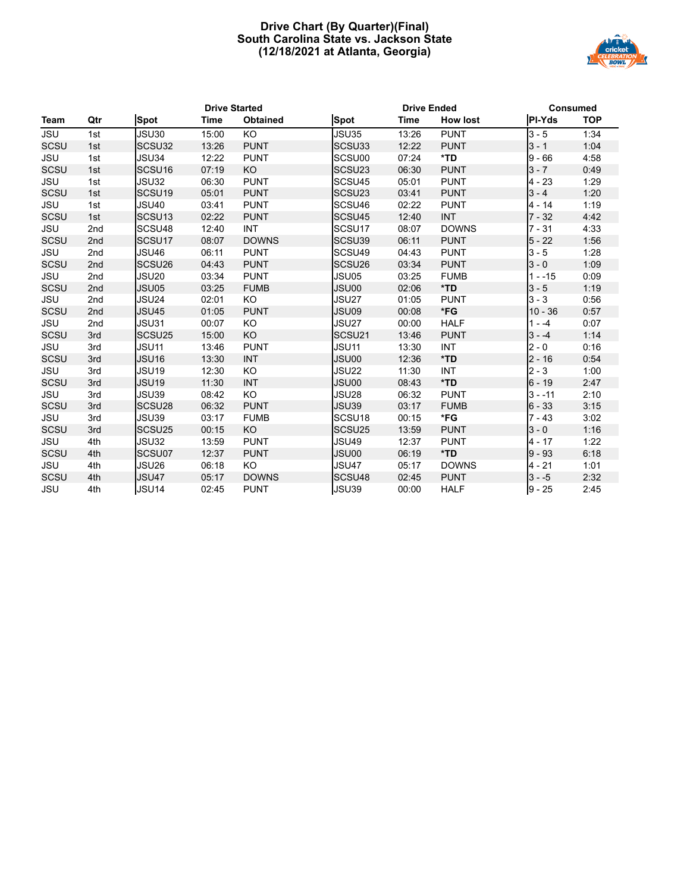# Drive Chart (By Quarter)(Final)
## South Carolina State vs. Jackson State
## (12/18/2021 at Atlanta, Georgia)

| | | Drive Started | | | Drive Ended | | | Consumed | |
|---|---|---|---|---|---|---|---|---|---|
| **Team** | **Qtr** | **Spot** | **Time** | **Obtained** | **Spot** | **Time** | **How lost** | **Pl-Yds** | **TOP** |
| JSU | 1st | JSU30 | 15:00 | KO | JSU35 | 13:26 | PUNT | 3 - 5 | 1:34 |
| SCSU | 1st | SCSU32 | 13:26 | PUNT | SCSU33 | 12:22 | PUNT | 3 - 1 | 1:04 |
| JSU | 1st | JSU34 | 12:22 | PUNT | SCSU00 | 07:24 | *TD | 9 - 66 | 4:58 |
| SCSU | 1st | SCSU16 | 07:19 | KO | SCSU23 | 06:30 | PUNT | 3 - 7 | 0:49 |
| JSU | 1st | JSU32 | 06:30 | PUNT | SCSU45 | 05:01 | PUNT | 4 - 23 | 1:29 |
| SCSU | 1st | SCSU19 | 05:01 | PUNT | SCSU23 | 03:41 | PUNT | 3 - 4 | 1:20 |
| JSU | 1st | JSU40 | 03:41 | PUNT | SCSU46 | 02:22 | PUNT | 4 - 14 | 1:19 |
| SCSU | 1st | SCSU13 | 02:22 | PUNT | SCSU45 | 12:40 | INT | 7 - 32 | 4:42 |
| JSU | 2nd | SCSU48 | 12:40 | INT | SCSU17 | 08:07 | DOWNS | 7 - 31 | 4:33 |
| SCSU | 2nd | SCSU17 | 08:07 | DOWNS | SCSU39 | 06:11 | PUNT | 5 - 22 | 1:56 |
| JSU | 2nd | JSU46 | 06:11 | PUNT | SCSU49 | 04:43 | PUNT | 3 - 5 | 1:28 |
| SCSU | 2nd | SCSU26 | 04:43 | PUNT | SCSU26 | 03:34 | PUNT | 3 - 0 | 1:09 |
| JSU | 2nd | JSU20 | 03:34 | PUNT | JSU05 | 03:25 | FUMB | 1 - -15 | 0:09 |
| SCSU | 2nd | JSU05 | 03:25 | FUMB | JSU00 | 02:06 | *TD | 3 - 5 | 1:19 |
| JSU | 2nd | JSU24 | 02:01 | KO | JSU27 | 01:05 | PUNT | 3 - 3 | 0:56 |
| SCSU | 2nd | JSU45 | 01:05 | PUNT | JSU09 | 00:08 | *FG | 10 - 36 | 0:57 |
| JSU | 2nd | JSU31 | 00:07 | KO | JSU27 | 00:00 | HALF | 1 - -4 | 0:07 |
| SCSU | 3rd | SCSU25 | 15:00 | KO | SCSU21 | 13:46 | PUNT | 3 - -4 | 1:14 |
| JSU | 3rd | JSU11 | 13:46 | PUNT | JSU11 | 13:30 | INT | 2 - 0 | 0:16 |
| SCSU | 3rd | JSU16 | 13:30 | INT | JSU00 | 12:36 | *TD | 2 - 16 | 0:54 |
| JSU | 3rd | JSU19 | 12:30 | KO | JSU22 | 11:30 | INT | 2 - 3 | 1:00 |
| SCSU | 3rd | JSU19 | 11:30 | INT | JSU00 | 08:43 | *TD | 6 - 19 | 2:47 |
| JSU | 3rd | JSU39 | 08:42 | KO | JSU28 | 06:32 | PUNT | 3 - -11 | 2:10 |
| SCSU | 3rd | SCSU28 | 06:32 | PUNT | JSU39 | 03:17 | FUMB | 6 - 33 | 3:15 |
| JSU | 3rd | JSU39 | 03:17 | FUMB | SCSU18 | 00:15 | *FG | 7 - 43 | 3:02 |
| SCSU | 3rd | SCSU25 | 00:15 | KO | SCSU25 | 13:59 | PUNT | 3 - 0 | 1:16 |
| JSU | 4th | JSU32 | 13:59 | PUNT | JSU49 | 12:37 | PUNT | 4 - 17 | 1:22 |
| SCSU | 4th | SCSU07 | 12:37 | PUNT | JSU00 | 06:19 | *TD | 9 - 93 | 6:18 |
| JSU | 4th | JSU26 | 06:18 | KO | JSU47 | 05:17 | DOWNS | 4 - 21 | 1:01 |
| SCSU | 4th | JSU47 | 05:17 | DOWNS | SCSU48 | 02:45 | PUNT | 3 - -5 | 2:32 |
| JSU | 4th | JSU14 | 02:45 | PUNT | JSU39 | 00:00 | HALF | 9 - 25 | 2:45 |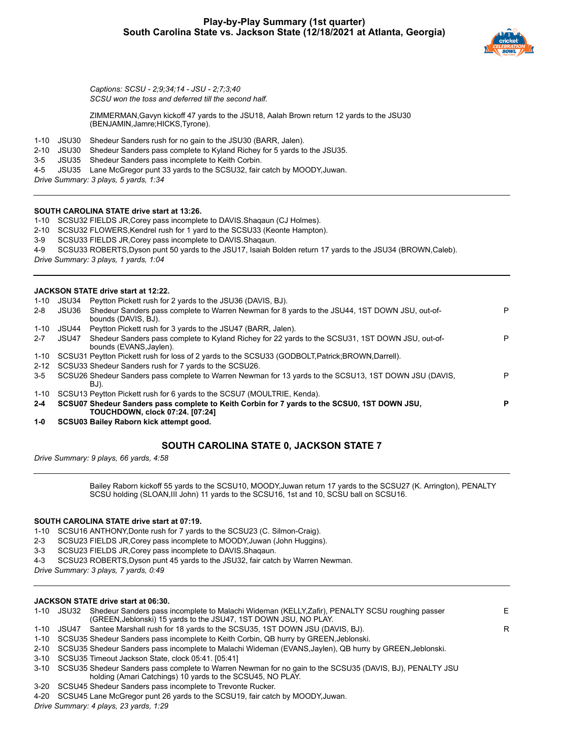## Play-by-Play Summary (1st quarter)
## South Carolina State vs. Jackson State (12/18/2021 at Atlanta, Georgia)

*Captions: SCSU - 2;9;34;14 - JSU - 2;7;3;40*
*SCSU won the toss and deferred till the second half.*

ZIMMERMAN,Gavyn kickoff 47 yards to the JSU18, Aalah Brown return 12 yards to the JSU30 (BENJAMIN,Jamre;HICKS,Tyrone).

| | | | |
|---|---|---|---|
| 1-10 | JSU30 | Shedeur Sanders rush for no gain to the JSU30 (BARR, Jalen). | |
| 2-10 | JSU30 | Shedeur Sanders pass complete to Kyland Richey for 5 yards to the JSU35. | |
| 3-5 | JSU35 | Shedeur Sanders pass incomplete to Keith Corbin. | |
| 4-5 | JSU35 | Lane McGregor punt 33 yards to the SCSU32, fair catch by MOODY,Juwan. | |

*Drive Summary: 3 plays, 5 yards, 1:34*

---

**SOUTH CAROLINA STATE drive start at 13:26.**

| | | |
|---|---|---|
| 1-10 | SCSU32 FIELDS JR,Corey pass incomplete to DAVIS.Shaqaun (CJ Holmes). | |
| 2-10 | SCSU32 FLOWERS,Kendrel rush for 1 yard to the SCSU33 (Keonte Hampton). | |
| 3-9 | SCSU33 FIELDS JR,Corey pass incomplete to DAVIS.Shaqaun. | |
| 4-9 | SCSU33 ROBERTS,Dyson punt 50 yards to the JSU17, Isaiah Bolden return 17 yards to the JSU34 (BROWN,Caleb). | |

*Drive Summary: 3 plays, 1 yards, 1:04*

---

**JACKSON STATE drive start at 12:22.**

| | | |
|---|---|---|
| 1-10 | JSU34 Peytton Pickett rush for 2 yards to the JSU36 (DAVIS, BJ). | |
| 2-8 | JSU36 Shedeur Sanders pass complete to Warren Newman for 8 yards to the JSU44, 1ST DOWN JSU, out-of-bounds (DAVIS, BJ). | P |
| 1-10 | JSU44 Peytton Pickett rush for 3 yards to the JSU47 (BARR, Jalen). | |
| 2-7 | JSU47 Shedeur Sanders pass complete to Kyland Richey for 22 yards to the SCSU31, 1ST DOWN JSU, out-of-bounds (EVANS,Jaylen). | P |
| 1-10 | SCSU31 Peytton Pickett rush for loss of 2 yards to the SCSU33 (GODBOLT,Patrick;BROWN,Darrell). | |
| 2-12 | SCSU33 Shedeur Sanders rush for 7 yards to the SCSU26. | |
| 3-5 | SCSU26 Shedeur Sanders pass complete to Warren Newman for 13 yards to the SCSU13, 1ST DOWN JSU (DAVIS, BJ). | P |
| 1-10 | SCSU13 Peytton Pickett rush for 6 yards to the SCSU7 (MOULTRIE, Kenda). | |
| **2-4** | **SCSU07 Shedeur Sanders pass complete to Keith Corbin for 7 yards to the SCSU0, 1ST DOWN JSU, TOUCHDOWN, clock 07:24. [07:24]** | **P** |
| **1-0** | **SCSU03 Bailey Raborn kick attempt good.** | |

### SOUTH CAROLINA STATE 0, JACKSON STATE 7

*Drive Summary: 9 plays, 66 yards, 4:58*

---

Bailey Raborn kickoff 55 yards to the SCSU10, MOODY,Juwan return 17 yards to the SCSU27 (K. Arrington), PENALTY SCSU holding (SLOAN,III John) 11 yards to the SCSU16, 1st and 10, SCSU ball on SCSU16.

**SOUTH CAROLINA STATE drive start at 07:19.**

| | | |
|---|---|---|
| 1-10 | SCSU16 ANTHONY,Donte rush for 7 yards to the SCSU23 (C. Silmon-Craig). | |
| 2-3 | SCSU23 FIELDS JR,Corey pass incomplete to MOODY,Juwan (John Huggins). | |
| 3-3 | SCSU23 FIELDS JR,Corey pass incomplete to DAVIS.Shaqaun. | |
| 4-3 | SCSU23 ROBERTS,Dyson punt 45 yards to the JSU32, fair catch by Warren Newman. | |

*Drive Summary: 3 plays, 7 yards, 0:49*

---

**JACKSON STATE drive start at 06:30.**

| | | |
|---|---|---|
| 1-10 | JSU32 Shedeur Sanders pass incomplete to Malachi Wideman (KELLY,Zafir), PENALTY SCSU roughing passer (GREEN,Jeblonski) 15 yards to the JSU47, 1ST DOWN JSU, NO PLAY. | E |
| 1-10 | JSU47 Santee Marshall rush for 18 yards to the SCSU35, 1ST DOWN JSU (DAVIS, BJ). | R |
| 1-10 | SCSU35 Shedeur Sanders pass incomplete to Keith Corbin, QB hurry by GREEN,Jeblonski. | |
| 2-10 | SCSU35 Shedeur Sanders pass incomplete to Malachi Wideman (EVANS,Jaylen), QB hurry by GREEN,Jeblonski. | |
| 3-10 | SCSU35 Timeout Jackson State, clock 05:41. [05:41] | |
| 3-10 | SCSU35 Shedeur Sanders pass complete to Warren Newman for no gain to the SCSU35 (DAVIS, BJ), PENALTY JSU holding (Amari Catchings) 10 yards to the SCSU45, NO PLAY. | |
| 3-20 | SCSU45 Shedeur Sanders pass incomplete to Trevonte Rucker. | |
| 4-20 | SCSU45 Lane McGregor punt 26 yards to the SCSU19, fair catch by MOODY,Juwan. | |

*Drive Summary: 4 plays, 23 yards, 1:29*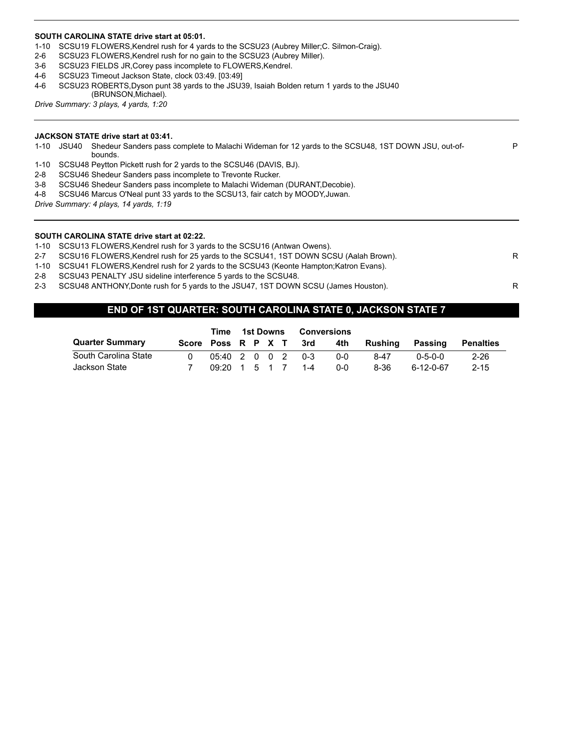**SOUTH CAROLINA STATE drive start at 05:01.**

1-10 SCSU19 FLOWERS,Kendrel rush for 4 yards to the SCSU23 (Aubrey Miller;C. Silmon-Craig).
2-6 SCSU23 FLOWERS,Kendrel rush for no gain to the SCSU23 (Aubrey Miller).
3-6 SCSU23 FIELDS JR,Corey pass incomplete to FLOWERS,Kendrel.
4-6 SCSU23 Timeout Jackson State, clock 03:49. [03:49]
4-6 SCSU23 ROBERTS,Dyson punt 38 yards to the JSU39, Isaiah Bolden return 1 yards to the JSU40 (BRUNSON,Michael).

*Drive Summary: 3 plays, 4 yards, 1:20*

---

**JACKSON STATE drive start at 03:41.**

1-10 JSU40 Shedeur Sanders pass complete to Malachi Wideman for 12 yards to the SCSU48, 1ST DOWN JSU, out-of-bounds. P
1-10 SCSU48 Peytton Pickett rush for 2 yards to the SCSU46 (DAVIS, BJ).
2-8 SCSU46 Shedeur Sanders pass incomplete to Trevonte Rucker.
3-8 SCSU46 Shedeur Sanders pass incomplete to Malachi Wideman (DURANT,Decobie).
4-8 SCSU46 Marcus O'Neal punt 33 yards to the SCSU13, fair catch by MOODY,Juwan.

*Drive Summary: 4 plays, 14 yards, 1:19*

---

**SOUTH CAROLINA STATE drive start at 02:22.**

1-10 SCSU13 FLOWERS,Kendrel rush for 3 yards to the SCSU16 (Antwan Owens).
2-7 SCSU16 FLOWERS,Kendrel rush for 25 yards to the SCSU41, 1ST DOWN SCSU (Aalah Brown). R
1-10 SCSU41 FLOWERS,Kendrel rush for 2 yards to the SCSU43 (Keonte Hampton;Katron Evans).
2-8 SCSU43 PENALTY JSU sideline interference 5 yards to the SCSU48.
2-3 SCSU48 ANTHONY,Donte rush for 5 yards to the JSU47, 1ST DOWN SCSU (James Houston). R

## END OF 1ST QUARTER: SOUTH CAROLINA STATE 0, JACKSON STATE 7

| Quarter Summary | Score | Time Poss | 1st Downs R | P | X | T | Conversions 3rd | 4th | Rushing | Passing | Penalties |
|---|---|---|---|---|---|---|---|---|---|---|---|
| South Carolina State | 0 | 05:40 | 2 | 0 | 0 | 2 | 0-3 | 0-0 | 8-47 | 0-5-0-0 | 2-26 |
| Jackson State | 7 | 09:20 | 1 | 5 | 1 | 7 | 1-4 | 0-0 | 8-36 | 6-12-0-67 | 2-15 |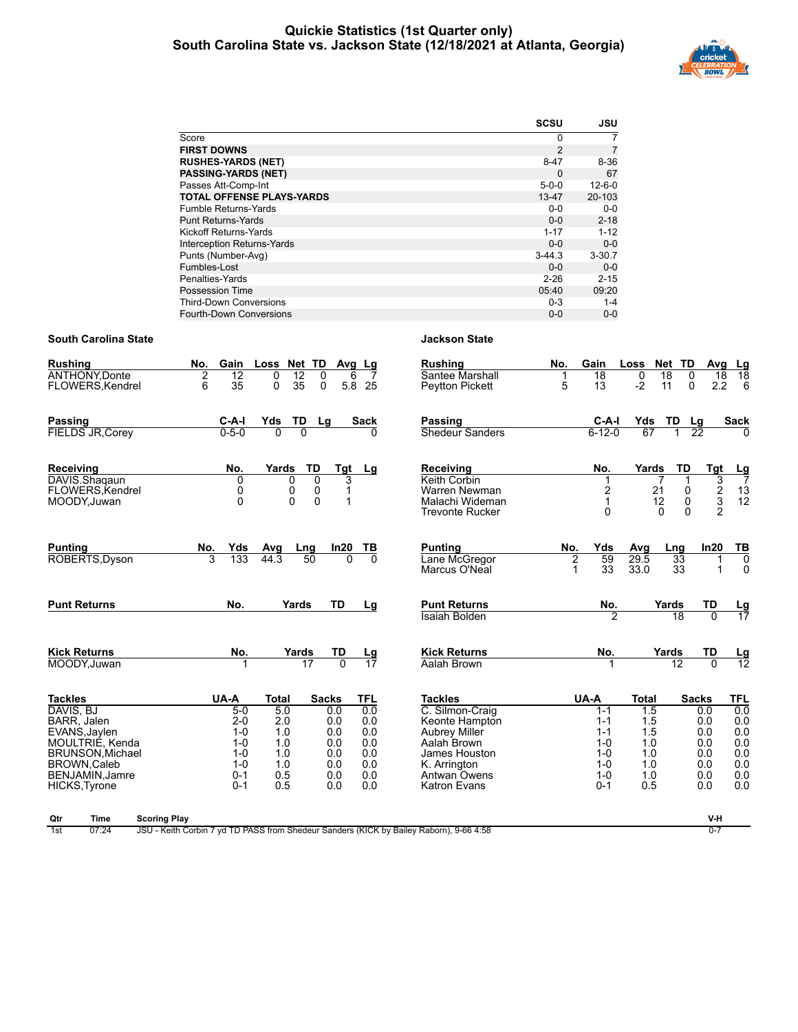# Quickie Statistics (1st Quarter only)
## South Carolina State vs. Jackson State (12/18/2021 at Atlanta, Georgia)

| | SCSU | JSU |
|---|---|---|
| Score | 0 | 7 |
| **FIRST DOWNS** | 2 | 7 |
| **RUSHES-YARDS (NET)** | 8-47 | 8-36 |
| **PASSING-YARDS (NET)** | 0 | 67 |
| Passes Att-Comp-Int | 5-0-0 | 12-6-0 |
| **TOTAL OFFENSE PLAYS-YARDS** | 13-47 | 20-103 |
| Fumble Returns-Yards | 0-0 | 0-0 |
| Punt Returns-Yards | 0-0 | 2-18 |
| Kickoff Returns-Yards | 1-17 | 1-12 |
| Interception Returns-Yards | 0-0 | 0-0 |
| Punts (Number-Avg) | 3-44.3 | 3-30.7 |
| Fumbles-Lost | 0-0 | 0-0 |
| Penalties-Yards | 2-26 | 2-15 |
| Possession Time | 05:40 | 09:20 |
| Third-Down Conversions | 0-3 | 1-4 |
| Fourth-Down Conversions | 0-0 | 0-0 |

### South Carolina State

| Rushing | No. | Gain | Loss | Net | TD | Avg | Lg |
|---|---|---|---|---|---|---|---|
| ANTHONY,Donte | 2 | 12 | 0 | 12 | 0 | 6 | 7 |
| FLOWERS,Kendrel | 6 | 35 | 0 | 35 | 0 | 5.8 | 25 |

| Passing | C-A-I | Yds | TD | Lg | Sack |
|---|---|---|---|---|---|
| FIELDS JR,Corey | 0-5-0 | 0 | 0 | | 0 |

| Receiving | No. | Yards | TD | Tgt | Lg |
|---|---|---|---|---|---|
| DAVIS.Shaqaun | 0 | 0 | 0 | 3 | |
| FLOWERS,Kendrel | 0 | 0 | 0 | 1 | |
| MOODY,Juwan | 0 | 0 | 0 | 1 | |

| Punting | No. | Yds | Avg | Lng | In20 | TB |
|---|---|---|---|---|---|---|
| ROBERTS,Dyson | 3 | 133 | 44.3 | 50 | 0 | 0 |

| Punt Returns | No. | Yards | TD | Lg |
|---|---|---|---|---|

| Kick Returns | No. | Yards | TD | Lg |
|---|---|---|---|---|
| MOODY,Juwan | 1 | 17 | 0 | 17 |

| Tackles | UA-A | Total | Sacks | TFL |
|---|---|---|---|---|
| DAVIS, BJ | 5-0 | 5.0 | 0.0 | 0.0 |
| BARR, Jalen | 2-0 | 2.0 | 0.0 | 0.0 |
| EVANS,Jaylen | 1-0 | 1.0 | 0.0 | 0.0 |
| MOULTRIE, Kenda | 1-0 | 1.0 | 0.0 | 0.0 |
| BRUNSON,Michael | 1-0 | 1.0 | 0.0 | 0.0 |
| BROWN,Caleb | 1-0 | 1.0 | 0.0 | 0.0 |
| BENJAMIN,Jamre | 0-1 | 0.5 | 0.0 | 0.0 |
| HICKS,Tyrone | 0-1 | 0.5 | 0.0 | 0.0 |

### Jackson State

| Rushing | No. | Gain | Loss | Net | TD | Avg | Lg |
|---|---|---|---|---|---|---|---|
| Santee Marshall | 1 | 18 | 0 | 18 | 0 | 18 | 18 |
| Peytton Pickett | 5 | 13 | -2 | 11 | 0 | 2.2 | 6 |

| Passing | C-A-I | Yds | TD | Lg | Sack |
|---|---|---|---|---|---|
| Shedeur Sanders | 6-12-0 | 67 | 1 | 22 | 0 |

| Receiving | No. | Yards | TD | Tgt | Lg |
|---|---|---|---|---|---|
| Keith Corbin | 1 | 7 | 1 | 3 | 7 |
| Warren Newman | 2 | 21 | 0 | 2 | 13 |
| Malachi Wideman | 1 | 12 | 0 | 3 | 12 |
| Trevonte Rucker | 0 | 0 | 0 | 2 | |

| Punting | No. | Yds | Avg | Lng | In20 | TB |
|---|---|---|---|---|---|---|
| Lane McGregor | 2 | 59 | 29.5 | 33 | 1 | 0 |
| Marcus O'Neal | 1 | 33 | 33.0 | 33 | 1 | 0 |

| Punt Returns | No. | Yards | TD | Lg |
|---|---|---|---|---|
| Isaiah Bolden | 2 | 18 | 0 | 17 |

| Kick Returns | No. | Yards | TD | Lg |
|---|---|---|---|---|
| Aalah Brown | 1 | 12 | 0 | 12 |

| Tackles | UA-A | Total | Sacks | TFL |
|---|---|---|---|---|
| C. Silmon-Craig | 1-1 | 1.5 | 0.0 | 0.0 |
| Keonte Hampton | 1-1 | 1.5 | 0.0 | 0.0 |
| Aubrey Miller | 1-1 | 1.5 | 0.0 | 0.0 |
| Aalah Brown | 1-0 | 1.0 | 0.0 | 0.0 |
| James Houston | 1-0 | 1.0 | 0.0 | 0.0 |
| K. Arrington | 1-0 | 1.0 | 0.0 | 0.0 |
| Antwan Owens | 1-0 | 1.0 | 0.0 | 0.0 |
| Katron Evans | 0-1 | 0.5 | 0.0 | 0.0 |

| Qtr | Time | Scoring Play | V-H |
|---|---|---|---|
| 1st | 07:24 | JSU - Keith Corbin 7 yd TD PASS from Shedeur Sanders (KICK by Bailey Raborn), 9-66 4:58 | 0-7 |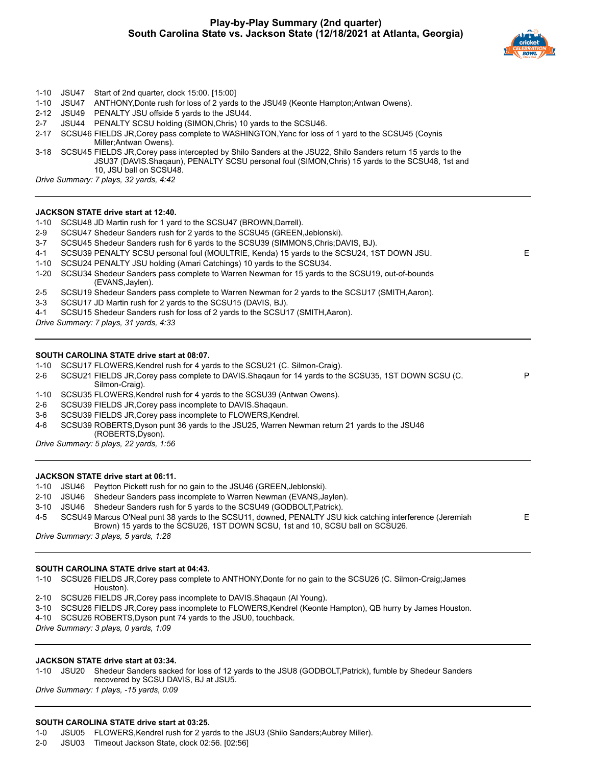## Play-by-Play Summary (2nd quarter)
## South Carolina State vs. Jackson State (12/18/2021 at Atlanta, Georgia)

| | | | |
|---|---|---|---|
| 1-10 | JSU47 | Start of 2nd quarter, clock 15:00. [15:00] | |
| 1-10 | JSU47 | ANTHONY,Donte rush for loss of 2 yards to the JSU49 (Keonte Hampton;Antwan Owens). | |
| 2-12 | JSU49 | PENALTY JSU offside 5 yards to the JSU44. | |
| 2-7 | JSU44 | PENALTY SCSU holding (SIMON,Chris) 10 yards to the SCSU46. | |
| 2-17 | SCSU46 | FIELDS JR,Corey pass complete to WASHINGTON,Yanc for loss of 1 yard to the SCSU45 (Coynis Miller;Antwan Owens). | |
| 3-18 | SCSU45 | FIELDS JR,Corey pass intercepted by Shilo Sanders at the JSU22, Shilo Sanders return 15 yards to the JSU37 (DAVIS.Shaqaun), PENALTY SCSU personal foul (SIMON,Chris) 15 yards to the SCSU48, 1st and 10, JSU ball on SCSU48. | |

*Drive Summary: 7 plays, 32 yards, 4:42*

---

**JACKSON STATE drive start at 12:40.**

| | | | |
|---|---|---|---|
| 1-10 | SCSU48 | JD Martin rush for 1 yard to the SCSU47 (BROWN,Darrell). | |
| 2-9 | SCSU47 | Shedeur Sanders rush for 2 yards to the SCSU45 (GREEN,Jeblonski). | |
| 3-7 | SCSU45 | Shedeur Sanders rush for 6 yards to the SCSU39 (SIMMONS,Chris;DAVIS, BJ). | |
| 4-1 | SCSU39 | PENALTY SCSU personal foul (MOULTRIE, Kenda) 15 yards to the SCSU24, 1ST DOWN JSU. | E |
| 1-10 | SCSU24 | PENALTY JSU holding (Amari Catchings) 10 yards to the SCSU34. | |
| 1-20 | SCSU34 | Shedeur Sanders pass complete to Warren Newman for 15 yards to the SCSU19, out-of-bounds (EVANS,Jaylen). | |
| 2-5 | SCSU19 | Shedeur Sanders pass complete to Warren Newman for 2 yards to the SCSU17 (SMITH,Aaron). | |
| 3-3 | SCSU17 | JD Martin rush for 2 yards to the SCSU15 (DAVIS, BJ). | |
| 4-1 | SCSU15 | Shedeur Sanders rush for loss of 2 yards to the SCSU17 (SMITH,Aaron). | |

*Drive Summary: 7 plays, 31 yards, 4:33*

---

**SOUTH CAROLINA STATE drive start at 08:07.**

| | | | |
|---|---|---|---|
| 1-10 | SCSU17 | FLOWERS,Kendrel rush for 4 yards to the SCSU21 (C. Silmon-Craig). | |
| 2-6 | SCSU21 | FIELDS JR,Corey pass complete to DAVIS.Shaqaun for 14 yards to the SCSU35, 1ST DOWN SCSU (C. Silmon-Craig). | P |
| 1-10 | SCSU35 | FLOWERS,Kendrel rush for 4 yards to the SCSU39 (Antwan Owens). | |
| 2-6 | SCSU39 | FIELDS JR,Corey pass incomplete to DAVIS.Shaqaun. | |
| 3-6 | SCSU39 | FIELDS JR,Corey pass incomplete to FLOWERS,Kendrel. | |
| 4-6 | SCSU39 | ROBERTS,Dyson punt 36 yards to the JSU25, Warren Newman return 21 yards to the JSU46 (ROBERTS,Dyson). | |

*Drive Summary: 5 plays, 22 yards, 1:56*

---

**JACKSON STATE drive start at 06:11.**

| | | | |
|---|---|---|---|
| 1-10 | JSU46 | Peytton Pickett rush for no gain to the JSU46 (GREEN,Jeblonski). | |
| 2-10 | JSU46 | Shedeur Sanders pass incomplete to Warren Newman (EVANS,Jaylen). | |
| 3-10 | JSU46 | Shedeur Sanders rush for 5 yards to the SCSU49 (GODBOLT,Patrick). | |
| 4-5 | SCSU49 | Marcus O'Neal punt 38 yards to the SCSU11, downed, PENALTY JSU kick catching interference (Jeremiah Brown) 15 yards to the SCSU26, 1ST DOWN SCSU, 1st and 10, SCSU ball on SCSU26. | E |

*Drive Summary: 3 plays, 5 yards, 1:28*

---

**SOUTH CAROLINA STATE drive start at 04:43.**

| | | | |
|---|---|---|---|
| 1-10 | SCSU26 | FIELDS JR,Corey pass complete to ANTHONY,Donte for no gain to the SCSU26 (C. Silmon-Craig;James Houston). | |
| 2-10 | SCSU26 | FIELDS JR,Corey pass incomplete to DAVIS.Shaqaun (Al Young). | |
| 3-10 | SCSU26 | FIELDS JR,Corey pass incomplete to FLOWERS,Kendrel (Keonte Hampton), QB hurry by James Houston. | |
| 4-10 | SCSU26 | ROBERTS,Dyson punt 74 yards to the JSU0, touchback. | |

*Drive Summary: 3 plays, 0 yards, 1:09*

---

**JACKSON STATE drive start at 03:34.**

| | | | |
|---|---|---|---|
| 1-10 | JSU20 | Shedeur Sanders sacked for loss of 12 yards to the JSU8 (GODBOLT,Patrick), fumble by Shedeur Sanders recovered by SCSU DAVIS, BJ at JSU5. | |

*Drive Summary: 1 plays, -15 yards, 0:09*

---

**SOUTH CAROLINA STATE drive start at 03:25.**

| | | | |
|---|---|---|---|
| 1-0 | JSU05 | FLOWERS,Kendrel rush for 2 yards to the JSU3 (Shilo Sanders;Aubrey Miller). | |
| 2-0 | JSU03 | Timeout Jackson State, clock 02:56. [02:56] | |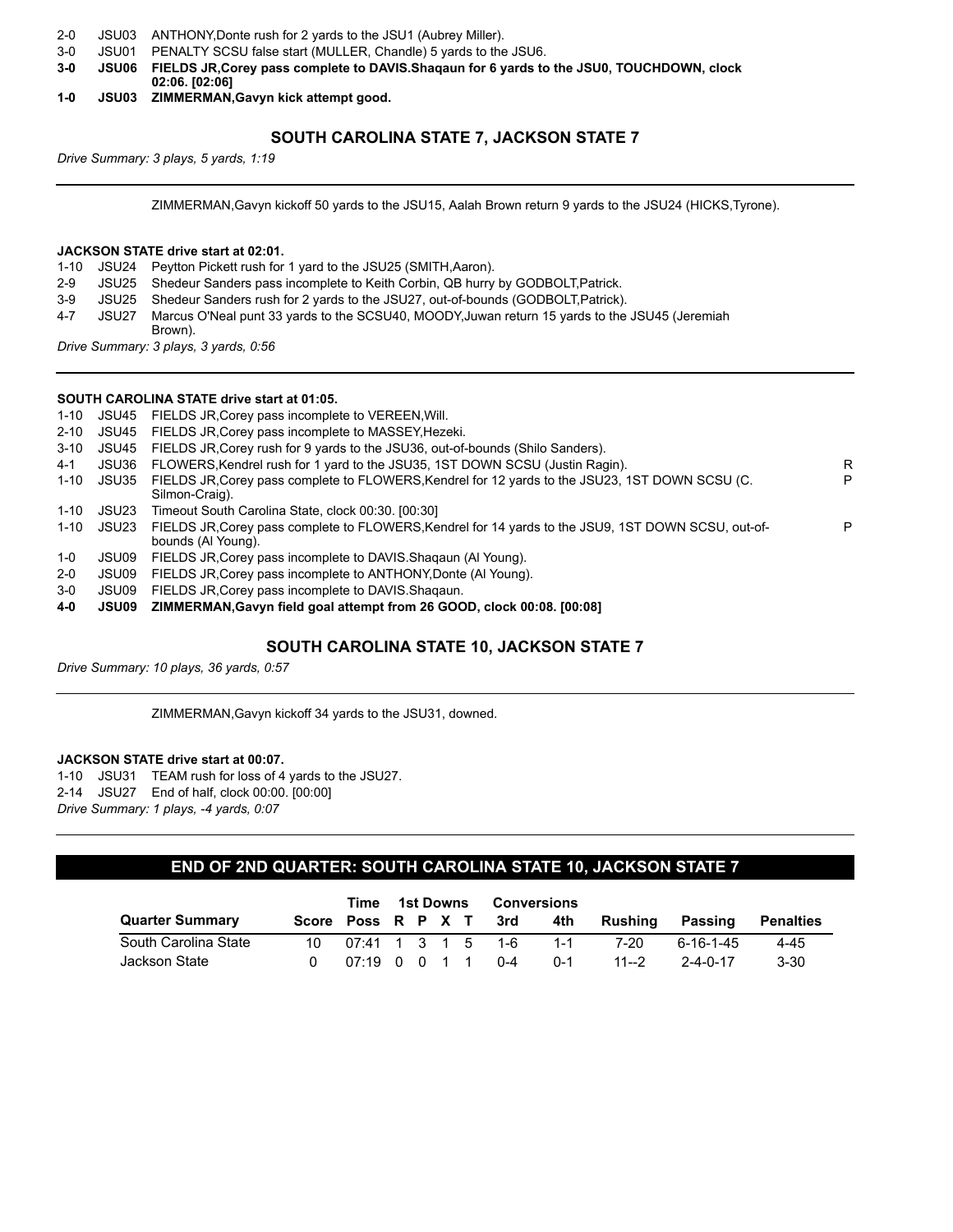2-0 JSU03 ANTHONY,Donte rush for 2 yards to the JSU1 (Aubrey Miller).
3-0 JSU01 PENALTY SCSU false start (MULLER, Chandle) 5 yards to the JSU6.
**3-0 JSU06 FIELDS JR,Corey pass complete to DAVIS.Shaqaun for 6 yards to the JSU0, TOUCHDOWN, clock 02:06. [02:06]**
**1-0 JSU03 ZIMMERMAN,Gavyn kick attempt good.**

### SOUTH CAROLINA STATE 7, JACKSON STATE 7

*Drive Summary: 3 plays, 5 yards, 1:19*

---

ZIMMERMAN,Gavyn kickoff 50 yards to the JSU15, Aalah Brown return 9 yards to the JSU24 (HICKS,Tyrone).

**JACKSON STATE drive start at 02:01.**
1-10 JSU24 Peytton Pickett rush for 1 yard to the JSU25 (SMITH,Aaron).
2-9 JSU25 Shedeur Sanders pass incomplete to Keith Corbin, QB hurry by GODBOLT,Patrick.
3-9 JSU25 Shedeur Sanders rush for 2 yards to the JSU27, out-of-bounds (GODBOLT,Patrick).
4-7 JSU27 Marcus O'Neal punt 33 yards to the SCSU40, MOODY,Juwan return 15 yards to the JSU45 (Jeremiah Brown).
*Drive Summary: 3 plays, 3 yards, 0:56*

---

**SOUTH CAROLINA STATE drive start at 01:05.**
1-10 JSU45 FIELDS JR,Corey pass incomplete to VEREEN,Will.
2-10 JSU45 FIELDS JR,Corey pass incomplete to MASSEY,Hezeki.
3-10 JSU45 FIELDS JR,Corey rush for 9 yards to the JSU36, out-of-bounds (Shilo Sanders).
4-1 JSU36 FLOWERS,Kendrel rush for 1 yard to the JSU35, 1ST DOWN SCSU (Justin Ragin). R
1-10 JSU35 FIELDS JR,Corey pass complete to FLOWERS,Kendrel for 12 yards to the JSU23, 1ST DOWN SCSU (C. Silmon-Craig). P
1-10 JSU23 Timeout South Carolina State, clock 00:30. [00:30]
1-10 JSU23 FIELDS JR,Corey pass complete to FLOWERS,Kendrel for 14 yards to the JSU9, 1ST DOWN SCSU, out-of-bounds (Al Young). P
1-0 JSU09 FIELDS JR,Corey pass incomplete to DAVIS.Shaqaun (Al Young).
2-0 JSU09 FIELDS JR,Corey pass incomplete to ANTHONY,Donte (Al Young).
3-0 JSU09 FIELDS JR,Corey pass incomplete to DAVIS.Shaqaun.
**4-0 JSU09 ZIMMERMAN,Gavyn field goal attempt from 26 GOOD, clock 00:08. [00:08]**

### SOUTH CAROLINA STATE 10, JACKSON STATE 7

*Drive Summary: 10 plays, 36 yards, 0:57*

---

ZIMMERMAN,Gavyn kickoff 34 yards to the JSU31, downed.

**JACKSON STATE drive start at 00:07.**
1-10 JSU31 TEAM rush for loss of 4 yards to the JSU27.
2-14 JSU27 End of half, clock 00:00. [00:00]
*Drive Summary: 1 plays, -4 yards, 0:07*

---

## END OF 2ND QUARTER: SOUTH CAROLINA STATE 10, JACKSON STATE 7

| | | Time | 1st Downs | | | | Conversions | | | | |
|---|---|---|---|---|---|---|---|---|---|---|---|
| **Quarter Summary** | **Score** | **Poss** | **R** | **P** | **X** | **T** | **3rd** | **4th** | **Rushing** | **Passing** | **Penalties** |
| South Carolina State | 10 | 07:41 | 1 | 3 | 1 | 5 | 1-6 | 1-1 | 7-20 | 6-16-1-45 | 4-45 |
| Jackson State | 0 | 07:19 | 0 | 0 | 1 | 1 | 0-4 | 0-1 | 11--2 | 2-4-0-17 | 3-30 |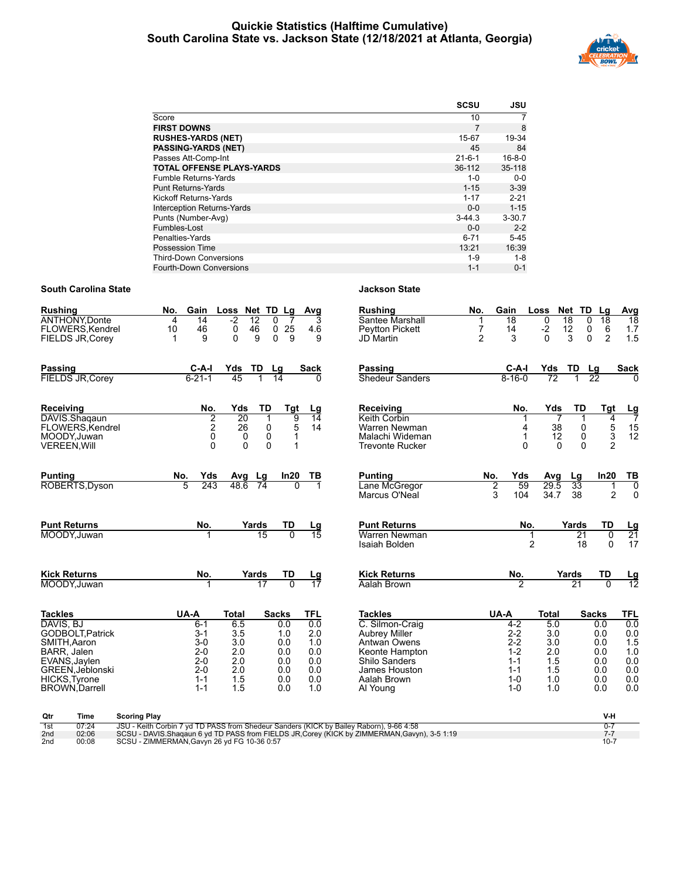# Quickie Statistics (Halftime Cumulative)
## South Carolina State vs. Jackson State (12/18/2021 at Atlanta, Georgia)

| | SCSU | JSU |
|---|---|---|
| Score | 10 | 7 |
| **FIRST DOWNS** | 7 | 8 |
| **RUSHES-YARDS (NET)** | 15-67 | 19-34 |
| **PASSING-YARDS (NET)** | 45 | 84 |
| Passes Att-Comp-Int | 21-6-1 | 16-8-0 |
| **TOTAL OFFENSE PLAYS-YARDS** | 36-112 | 35-118 |
| Fumble Returns-Yards | 1-0 | 0-0 |
| Punt Returns-Yards | 1-15 | 3-39 |
| Kickoff Returns-Yards | 1-17 | 2-21 |
| Interception Returns-Yards | 0-0 | 1-15 |
| Punts (Number-Avg) | 3-44.3 | 3-30.7 |
| Fumbles-Lost | 0-0 | 2-2 |
| Penalties-Yards | 6-71 | 5-45 |
| Possession Time | 13:21 | 16:39 |
| Third-Down Conversions | 1-9 | 1-8 |
| Fourth-Down Conversions | 1-1 | 0-1 |

### South Carolina State

| Rushing | No. | Gain | Loss | Net | TD | Lg | Avg |
|---|---|---|---|---|---|---|---|
| ANTHONY,Donte | 4 | 14 | -2 | 12 | 0 | 7 | 3 |
| FLOWERS,Kendrel | 10 | 46 | 0 | 46 | 0 | 25 | 4.6 |
| FIELDS JR,Corey | 1 | 9 | 0 | 9 | 0 | 9 | 9 |

| Passing | C-A-I | Yds | TD | Lg | Sack |
|---|---|---|---|---|---|
| FIELDS JR,Corey | 6-21-1 | 45 | 1 | 14 | 0 |

| Receiving | No. | Yds | TD | Tgt | Lg |
|---|---|---|---|---|---|
| DAVIS.Shaqaun | 2 | 20 | 1 | 9 | 14 |
| FLOWERS,Kendrel | 2 | 26 | 0 | 5 | 14 |
| MOODY,Juwan | 0 | 0 | 0 | 1 | |
| VEREEN,Will | 0 | 0 | 0 | 1 | |

| Punting | No. | Yds | Avg | Lg | In20 | TB |
|---|---|---|---|---|---|---|
| ROBERTS,Dyson | 5 | 243 | 48.6 | 74 | 0 | 1 |

| Punt Returns | No. | Yards | TD | Lg |
|---|---|---|---|---|
| MOODY,Juwan | 1 | 15 | 0 | 15 |

| Kick Returns | No. | Yards | TD | Lg |
|---|---|---|---|---|
| MOODY,Juwan | 1 | 17 | 0 | 17 |

| Tackles | UA-A | Total | Sacks | TFL |
|---|---|---|---|---|
| DAVIS, BJ | 6-1 | 6.5 | 0.0 | 0.0 |
| GODBOLT,Patrick | 3-1 | 3.5 | 1.0 | 2.0 |
| SMITH,Aaron | 3-0 | 3.0 | 0.0 | 1.0 |
| BARR, Jalen | 2-0 | 2.0 | 0.0 | 0.0 |
| EVANS,Jaylen | 2-0 | 2.0 | 0.0 | 0.0 |
| GREEN,Jeblonski | 2-0 | 2.0 | 0.0 | 0.0 |
| HICKS,Tyrone | 1-1 | 1.5 | 0.0 | 0.0 |
| BROWN,Darrell | 1-1 | 1.5 | 0.0 | 1.0 |

### Jackson State

| Rushing | No. | Gain | Loss | Net | TD | Lg | Avg |
|---|---|---|---|---|---|---|---|
| Santee Marshall | 1 | 18 | 0 | 18 | 0 | 18 | 18 |
| Peytton Pickett | 7 | 14 | -2 | 12 | 0 | 6 | 1.7 |
| JD Martin | 2 | 3 | 0 | 3 | 0 | 2 | 1.5 |

| Passing | C-A-I | Yds | TD | Lg | Sack |
|---|---|---|---|---|---|
| Shedeur Sanders | 8-16-0 | 72 | 1 | 22 | 0 |

| Receiving | No. | Yds | TD | Tgt | Lg |
|---|---|---|---|---|---|
| Keith Corbin | 1 | 7 | 1 | 4 | 7 |
| Warren Newman | 4 | 38 | 0 | 5 | 15 |
| Malachi Wideman | 1 | 12 | 0 | 3 | 12 |
| Trevonte Rucker | 0 | 0 | 0 | 2 | |

| Punting | No. | Yds | Avg | Lg | In20 | TB |
|---|---|---|---|---|---|---|
| Lane McGregor | 2 | 59 | 29.5 | 33 | 1 | 0 |
| Marcus O'Neal | 3 | 104 | 34.7 | 38 | 2 | 0 |

| Punt Returns | No. | Yards | TD | Lg |
|---|---|---|---|---|
| Warren Newman | 1 | 21 | 0 | 21 |
| Isaiah Bolden | 2 | 18 | 0 | 17 |

| Kick Returns | No. | Yards | TD | Lg |
|---|---|---|---|---|
| Aalah Brown | 2 | 21 | 0 | 12 |

| Tackles | UA-A | Total | Sacks | TFL |
|---|---|---|---|---|
| C. Silmon-Craig | 4-2 | 5.0 | 0.0 | 0.0 |
| Aubrey Miller | 2-2 | 3.0 | 0.0 | 0.0 |
| Antwan Owens | 2-2 | 3.0 | 0.0 | 1.5 |
| Keonte Hampton | 1-2 | 2.0 | 0.0 | 1.0 |
| Shilo Sanders | 1-1 | 1.5 | 0.0 | 0.0 |
| James Houston | 1-1 | 1.5 | 0.0 | 0.0 |
| Aalah Brown | 1-0 | 1.0 | 0.0 | 0.0 |
| Al Young | 1-0 | 1.0 | 0.0 | 0.0 |

| Qtr | Time | Scoring Play | V-H |
|---|---|---|---|
| 1st | 07:24 | JSU - Keith Corbin 7 yd TD PASS from Shedeur Sanders (KICK by Bailey Raborn), 9-66 4:58 | 0-7 |
| 2nd | 02:06 | SCSU - DAVIS.Shaqaun 6 yd TD PASS from FIELDS JR,Corey (KICK by ZIMMERMAN,Gavyn), 3-5 1:19 | 7-7 |
| 2nd | 00:08 | SCSU - ZIMMERMAN,Gavyn 26 yd FG 10-36 0:57 | 10-7 |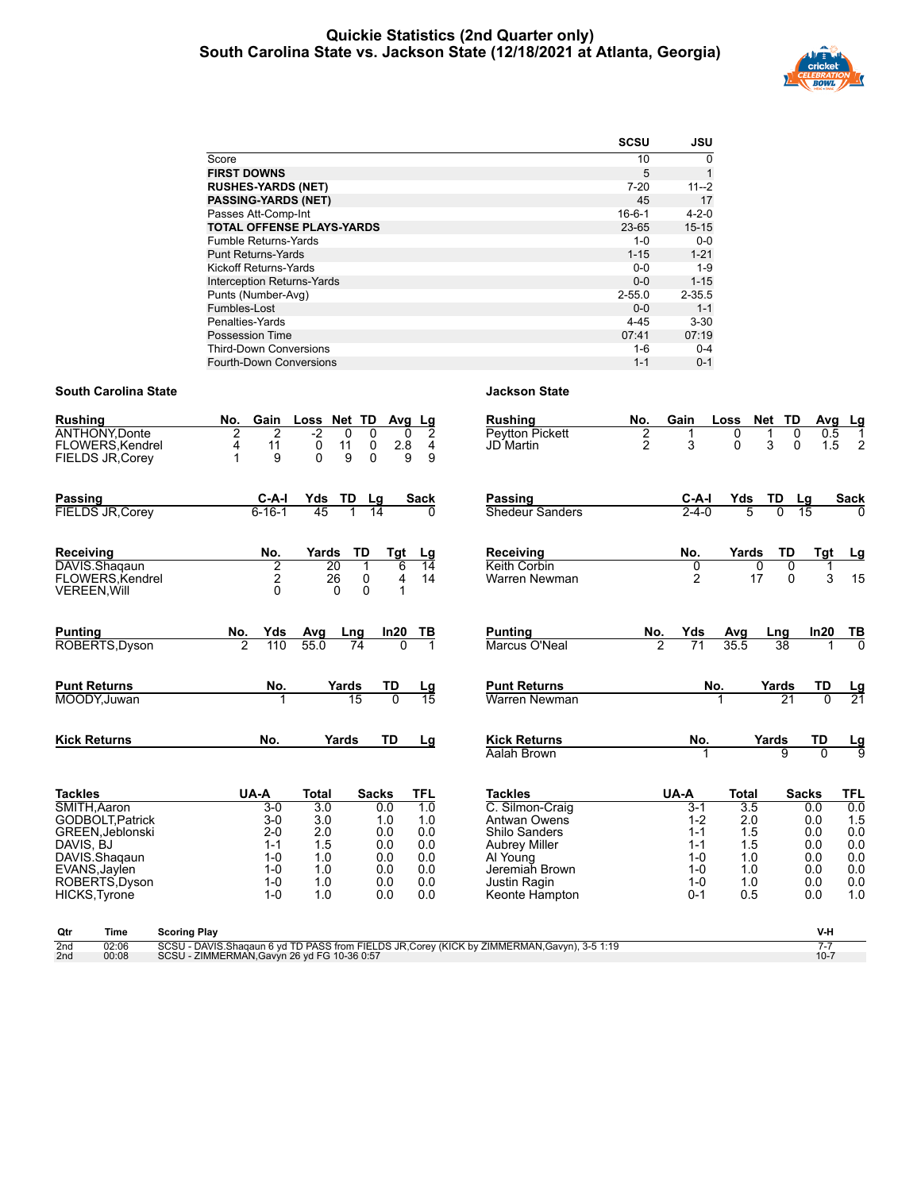# Quickie Statistics (2nd Quarter only)
## South Carolina State vs. Jackson State (12/18/2021 at Atlanta, Georgia)

| | SCSU | JSU |
|---|---|---|
| Score | 10 | 0 |
| **FIRST DOWNS** | 5 | 1 |
| **RUSHES-YARDS (NET)** | 7-20 | 11--2 |
| **PASSING-YARDS (NET)** | 45 | 17 |
| Passes Att-Comp-Int | 16-6-1 | 4-2-0 |
| **TOTAL OFFENSE PLAYS-YARDS** | 23-65 | 15-15 |
| Fumble Returns-Yards | 1-0 | 0-0 |
| Punt Returns-Yards | 1-15 | 1-21 |
| Kickoff Returns-Yards | 0-0 | 1-9 |
| Interception Returns-Yards | 0-0 | 1-15 |
| Punts (Number-Avg) | 2-55.0 | 2-35.5 |
| Fumbles-Lost | 0-0 | 1-1 |
| Penalties-Yards | 4-45 | 3-30 |
| Possession Time | 07:41 | 07:19 |
| Third-Down Conversions | 1-6 | 0-4 |
| Fourth-Down Conversions | 1-1 | 0-1 |

### South Carolina State

| Rushing | No. | Gain | Loss | Net | TD | Avg | Lg |
|---|---|---|---|---|---|---|---|
| ANTHONY,Donte | 2 | 2 | -2 | 0 | 0 | 0 | 2 |
| FLOWERS,Kendrel | 4 | 11 | 0 | 11 | 0 | 2.8 | 4 |
| FIELDS JR,Corey | 1 | 9 | 0 | 9 | 0 | 9 | 9 |

| Passing | C-A-I | Yds | TD | Lg | Sack |
|---|---|---|---|---|---|
| FIELDS JR,Corey | 6-16-1 | 45 | 1 | 14 | 0 |

| Receiving | No. | Yards | TD | Tgt | Lg |
|---|---|---|---|---|---|
| DAVIS.Shaqaun | 2 | 20 | 1 | 6 | 14 |
| FLOWERS,Kendrel | 2 | 26 | 0 | 4 | 14 |
| VEREEN,Will | 0 | 0 | 0 | 1 | |

| Punting | No. | Yds | Avg | Lng | In20 | TB |
|---|---|---|---|---|---|---|
| ROBERTS,Dyson | 2 | 110 | 55.0 | 74 | 0 | 1 |

| Punt Returns | No. | Yards | TD | Lg |
|---|---|---|---|---|
| MOODY,Juwan | 1 | 15 | 0 | 15 |

| Kick Returns | No. | Yards | TD | Lg |
|---|---|---|---|---|

| Tackles | UA-A | Total | Sacks | TFL |
|---|---|---|---|---|
| SMITH,Aaron | 3-0 | 3.0 | 0.0 | 1.0 |
| GODBOLT,Patrick | 3-0 | 3.0 | 1.0 | 1.0 |
| GREEN,Jeblonski | 2-0 | 2.0 | 0.0 | 0.0 |
| DAVIS, BJ | 1-1 | 1.5 | 0.0 | 0.0 |
| DAVIS.Shaqaun | 1-0 | 1.0 | 0.0 | 0.0 |
| EVANS,Jaylen | 1-0 | 1.0 | 0.0 | 0.0 |
| ROBERTS,Dyson | 1-0 | 1.0 | 0.0 | 0.0 |
| HICKS,Tyrone | 1-0 | 1.0 | 0.0 | 0.0 |

### Jackson State

| Rushing | No. | Gain | Loss | Net | TD | Avg | Lg |
|---|---|---|---|---|---|---|---|
| Peytton Pickett | 2 | 1 | 0 | 1 | 0 | 0.5 | 1 |
| JD Martin | 2 | 3 | 0 | 3 | 0 | 1.5 | 2 |

| Passing | C-A-I | Yds | TD | Lg | Sack |
|---|---|---|---|---|---|
| Shedeur Sanders | 2-4-0 | 5 | 0 | 15 | 0 |

| Receiving | No. | Yards | TD | Tgt | Lg |
|---|---|---|---|---|---|
| Keith Corbin | 0 | 0 | 0 | 1 | |
| Warren Newman | 2 | 17 | 0 | 3 | 15 |

| Punting | No. | Yds | Avg | Lng | In20 | TB |
|---|---|---|---|---|---|---|
| Marcus O'Neal | 2 | 71 | 35.5 | 38 | 1 | 0 |

| Punt Returns | No. | Yards | TD | Lg |
|---|---|---|---|---|
| Warren Newman | 1 | 21 | 0 | 21 |

| Kick Returns | No. | Yards | TD | Lg |
|---|---|---|---|---|
| Aalah Brown | 1 | 9 | 0 | 9 |

| Tackles | UA-A | Total | Sacks | TFL |
|---|---|---|---|---|
| C. Silmon-Craig | 3-1 | 3.5 | 0.0 | 0.0 |
| Antwan Owens | 1-2 | 2.0 | 0.0 | 1.5 |
| Shilo Sanders | 1-1 | 1.5 | 0.0 | 0.0 |
| Aubrey Miller | 1-1 | 1.5 | 0.0 | 0.0 |
| Al Young | 1-0 | 1.0 | 0.0 | 0.0 |
| Jeremiah Brown | 1-0 | 1.0 | 0.0 | 0.0 |
| Justin Ragin | 1-0 | 1.0 | 0.0 | 0.0 |
| Keonte Hampton | 0-1 | 0.5 | 0.0 | 1.0 |

| Qtr | Time | Scoring Play | V-H |
|---|---|---|---|
| 2nd | 02:06 | SCSU - DAVIS.Shaqaun 6 yd TD PASS from FIELDS JR,Corey (KICK by ZIMMERMAN,Gavyn), 3-5 1:19 | 7-7 |
| 2nd | 00:08 | SCSU - ZIMMERMAN,Gavyn 26 yd FG 10-36 0:57 | 10-7 |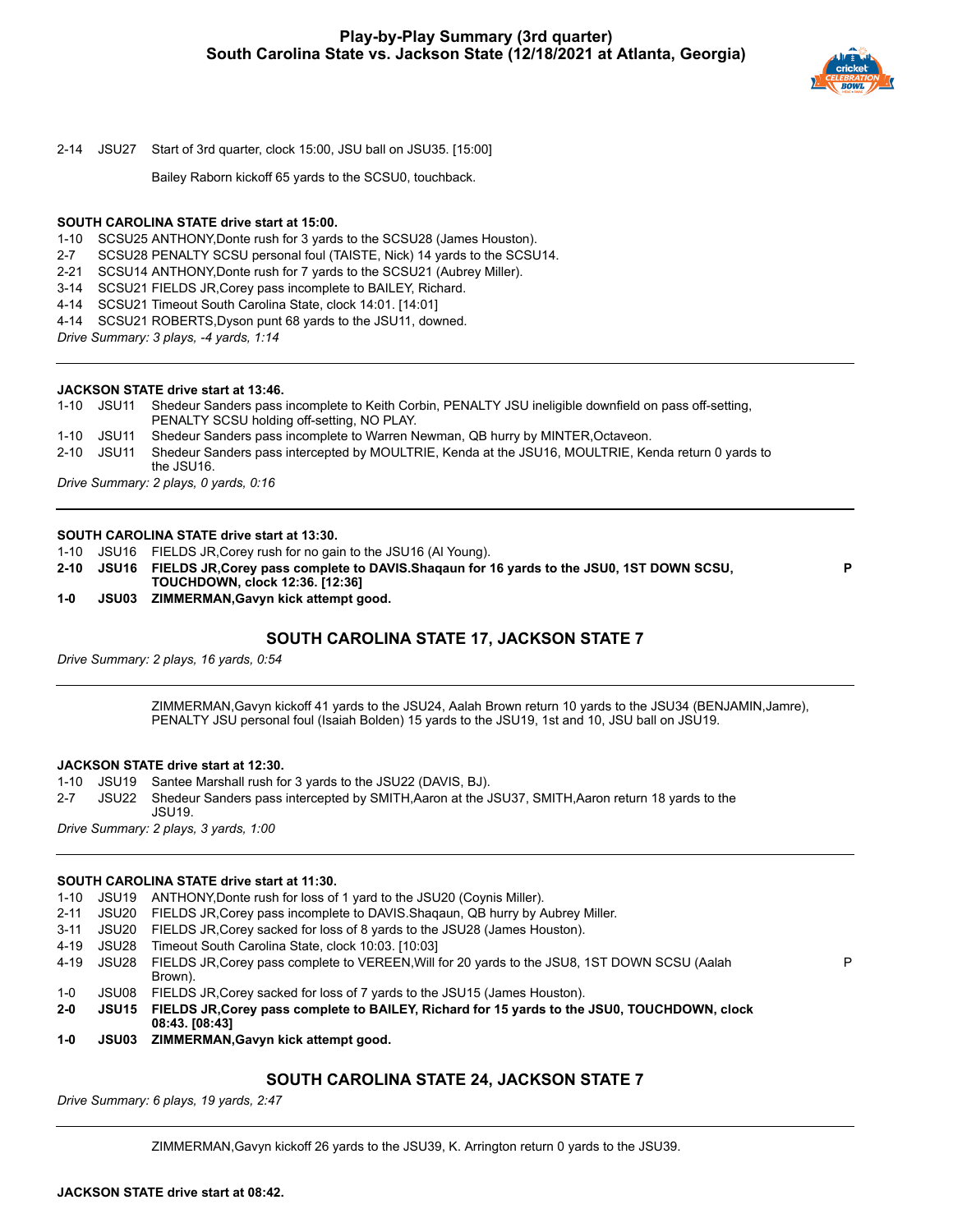# Play-by-Play Summary (3rd quarter)
## South Carolina State vs. Jackson State (12/18/2021 at Atlanta, Georgia)

2-14 JSU27 Start of 3rd quarter, clock 15:00, JSU ball on JSU35. [15:00]

Bailey Raborn kickoff 65 yards to the SCSU0, touchback.

**SOUTH CAROLINA STATE drive start at 15:00.**

| | | | |
|---|---|---|---|
| 1-10 | SCSU25 | ANTHONY,Donte rush for 3 yards to the SCSU28 (James Houston). | |
| 2-7 | SCSU28 | PENALTY SCSU personal foul (TAISTE, Nick) 14 yards to the SCSU14. | |
| 2-21 | SCSU14 | ANTHONY,Donte rush for 7 yards to the SCSU21 (Aubrey Miller). | |
| 3-14 | SCSU21 | FIELDS JR,Corey pass incomplete to BAILEY, Richard. | |
| 4-14 | SCSU21 | Timeout South Carolina State, clock 14:01. [14:01] | |
| 4-14 | SCSU21 | ROBERTS,Dyson punt 68 yards to the JSU11, downed. | |

*Drive Summary: 3 plays, -4 yards, 1:14*

**JACKSON STATE drive start at 13:46.**

| | | | |
|---|---|---|---|
| 1-10 | JSU11 | Shedeur Sanders pass incomplete to Keith Corbin, PENALTY JSU ineligible downfield on pass off-setting, PENALTY SCSU holding off-setting, NO PLAY. | |
| 1-10 | JSU11 | Shedeur Sanders pass incomplete to Warren Newman, QB hurry by MINTER,Octaveon. | |
| 2-10 | JSU11 | Shedeur Sanders pass intercepted by MOULTRIE, Kenda at the JSU16, MOULTRIE, Kenda return 0 yards to the JSU16. | |

*Drive Summary: 2 plays, 0 yards, 0:16*

**SOUTH CAROLINA STATE drive start at 13:30.**

| | | | |
|---|---|---|---|
| 1-10 | JSU16 | FIELDS JR,Corey rush for no gain to the JSU16 (Al Young). | |
| **2-10** | **JSU16** | **FIELDS JR,Corey pass complete to DAVIS.Shaqaun for 16 yards to the JSU0, 1ST DOWN SCSU, TOUCHDOWN, clock 12:36. [12:36]** | **P** |
| **1-0** | **JSU03** | **ZIMMERMAN,Gavyn kick attempt good.** | |

### SOUTH CAROLINA STATE 17, JACKSON STATE 7

*Drive Summary: 2 plays, 16 yards, 0:54*

ZIMMERMAN,Gavyn kickoff 41 yards to the JSU24, Aalah Brown return 10 yards to the JSU34 (BENJAMIN,Jamre), PENALTY JSU personal foul (Isaiah Bolden) 15 yards to the JSU19, 1st and 10, JSU ball on JSU19.

**JACKSON STATE drive start at 12:30.**

| | | | |
|---|---|---|---|
| 1-10 | JSU19 | Santee Marshall rush for 3 yards to the JSU22 (DAVIS, BJ). | |
| 2-7 | JSU22 | Shedeur Sanders pass intercepted by SMITH,Aaron at the JSU37, SMITH,Aaron return 18 yards to the JSU19. | |

*Drive Summary: 2 plays, 3 yards, 1:00*

**SOUTH CAROLINA STATE drive start at 11:30.**

| | | | |
|---|---|---|---|
| 1-10 | JSU19 | ANTHONY,Donte rush for loss of 1 yard to the JSU20 (Coynis Miller). | |
| 2-11 | JSU20 | FIELDS JR,Corey pass incomplete to DAVIS.Shaqaun, QB hurry by Aubrey Miller. | |
| 3-11 | JSU20 | FIELDS JR,Corey sacked for loss of 8 yards to the JSU28 (James Houston). | |
| 4-19 | JSU28 | Timeout South Carolina State, clock 10:03. [10:03] | |
| 4-19 | JSU28 | FIELDS JR,Corey pass complete to VEREEN,Will for 20 yards to the JSU8, 1ST DOWN SCSU (Aalah Brown). | P |
| 1-0 | JSU08 | FIELDS JR,Corey sacked for loss of 7 yards to the JSU15 (James Houston). | |
| **2-0** | **JSU15** | **FIELDS JR,Corey pass complete to BAILEY, Richard for 15 yards to the JSU0, TOUCHDOWN, clock 08:43. [08:43]** | |
| **1-0** | **JSU03** | **ZIMMERMAN,Gavyn kick attempt good.** | |

### SOUTH CAROLINA STATE 24, JACKSON STATE 7

*Drive Summary: 6 plays, 19 yards, 2:47*

ZIMMERMAN,Gavyn kickoff 26 yards to the JSU39, K. Arrington return 0 yards to the JSU39.

**JACKSON STATE drive start at 08:42.**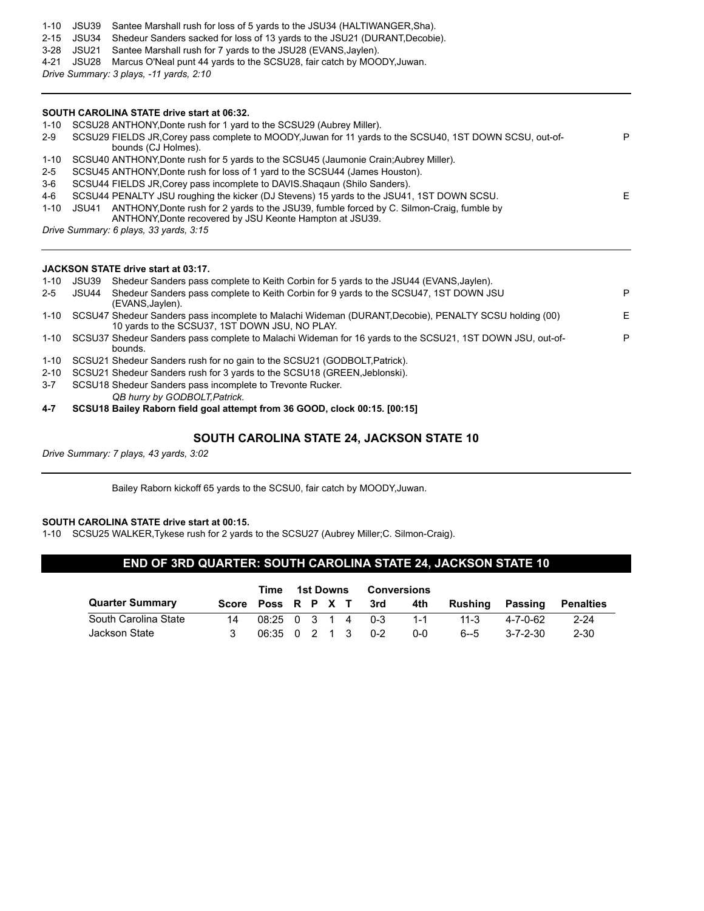1-10 JSU39 Santee Marshall rush for loss of 5 yards to the JSU34 (HALTIWANGER,Sha).
2-15 JSU34 Shedeur Sanders sacked for loss of 13 yards to the JSU21 (DURANT,Decobie).
3-28 JSU21 Santee Marshall rush for 7 yards to the JSU28 (EVANS,Jaylen).
4-21 JSU28 Marcus O'Neal punt 44 yards to the SCSU28, fair catch by MOODY,Juwan.

*Drive Summary: 3 plays, -11 yards, 2:10*

---

**SOUTH CAROLINA STATE drive start at 06:32.**

1-10 SCSU28 ANTHONY,Donte rush for 1 yard to the SCSU29 (Aubrey Miller).
2-9 SCSU29 FIELDS JR,Corey pass complete to MOODY,Juwan for 11 yards to the SCSU40, 1ST DOWN SCSU, out-of-bounds (CJ Holmes). P
1-10 SCSU40 ANTHONY,Donte rush for 5 yards to the SCSU45 (Jaumonie Crain;Aubrey Miller).
2-5 SCSU45 ANTHONY,Donte rush for loss of 1 yard to the SCSU44 (James Houston).
3-6 SCSU44 FIELDS JR,Corey pass incomplete to DAVIS.Shaqaun (Shilo Sanders).
4-6 SCSU44 PENALTY JSU roughing the kicker (DJ Stevens) 15 yards to the JSU41, 1ST DOWN SCSU. E
1-10 JSU41 ANTHONY,Donte rush for 2 yards to the JSU39, fumble forced by C. Silmon-Craig, fumble by ANTHONY,Donte recovered by JSU Keonte Hampton at JSU39.

*Drive Summary: 6 plays, 33 yards, 3:15*

---

**JACKSON STATE drive start at 03:17.**

1-10 JSU39 Shedeur Sanders pass complete to Keith Corbin for 5 yards to the JSU44 (EVANS,Jaylen).
2-5 JSU44 Shedeur Sanders pass complete to Keith Corbin for 9 yards to the SCSU47, 1ST DOWN JSU (EVANS,Jaylen). P
1-10 SCSU47 Shedeur Sanders pass incomplete to Malachi Wideman (DURANT,Decobie), PENALTY SCSU holding (00) 10 yards to the SCSU37, 1ST DOWN JSU, NO PLAY. E
1-10 SCSU37 Shedeur Sanders pass complete to Malachi Wideman for 16 yards to the SCSU21, 1ST DOWN JSU, out-of-bounds. P
1-10 SCSU21 Shedeur Sanders rush for no gain to the SCSU21 (GODBOLT,Patrick).
2-10 SCSU21 Shedeur Sanders rush for 3 yards to the SCSU18 (GREEN,Jeblonski).
3-7 SCSU18 Shedeur Sanders pass incomplete to Trevonte Rucker.
*QB hurry by GODBOLT,Patrick.*
**4-7 SCSU18 Bailey Raborn field goal attempt from 36 GOOD, clock 00:15. [00:15]**

### SOUTH CAROLINA STATE 24, JACKSON STATE 10

*Drive Summary: 7 plays, 43 yards, 3:02*

---

Bailey Raborn kickoff 65 yards to the SCSU0, fair catch by MOODY,Juwan.

**SOUTH CAROLINA STATE drive start at 00:15.**

1-10 SCSU25 WALKER,Tykese rush for 2 yards to the SCSU27 (Aubrey Miller;C. Silmon-Craig).

## END OF 3RD QUARTER: SOUTH CAROLINA STATE 24, JACKSON STATE 10

| Quarter Summary | Score | Time Poss | 1st Downs R | P | X | T | Conversions 3rd | 4th | Rushing | Passing | Penalties |
|---|---|---|---|---|---|---|---|---|---|---|---|
| South Carolina State | 14 | 08:25 | 0 | 3 | 1 | 4 | 0-3 | 1-1 | 11-3 | 4-7-0-62 | 2-24 |
| Jackson State | 3 | 06:35 | 0 | 2 | 1 | 3 | 0-2 | 0-0 | 6--5 | 3-7-2-30 | 2-30 |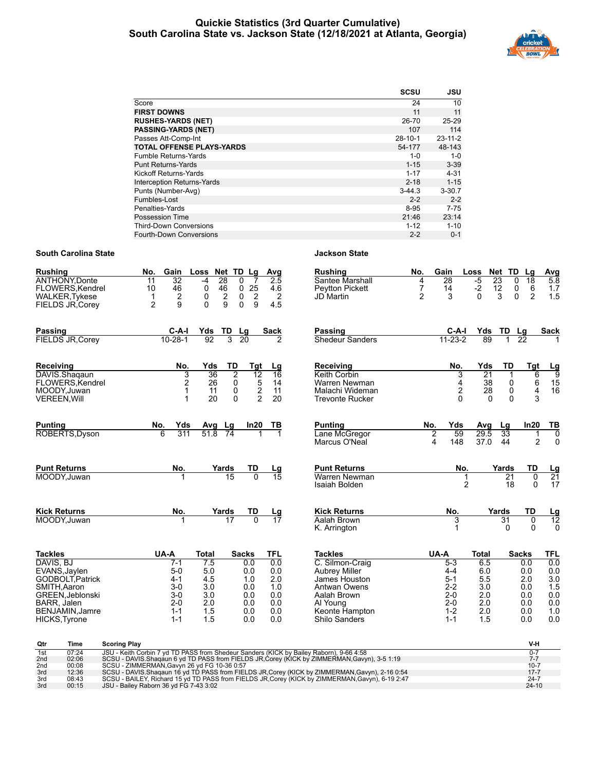# Quickie Statistics (3rd Quarter Cumulative)
## South Carolina State vs. Jackson State (12/18/2021 at Atlanta, Georgia)

| | SCSU | JSU |
|---|---|---|
| Score | 24 | 10 |
| **FIRST DOWNS** | 11 | 11 |
| **RUSHES-YARDS (NET)** | 26-70 | 25-29 |
| **PASSING-YARDS (NET)** | 107 | 114 |
| Passes Att-Comp-Int | 28-10-1 | 23-11-2 |
| **TOTAL OFFENSE PLAYS-YARDS** | 54-177 | 48-143 |
| Fumble Returns-Yards | 1-0 | 1-0 |
| Punt Returns-Yards | 1-15 | 3-39 |
| Kickoff Returns-Yards | 1-17 | 4-31 |
| Interception Returns-Yards | 2-18 | 1-15 |
| Punts (Number-Avg) | 3-44.3 | 3-30.7 |
| Fumbles-Lost | 2-2 | 2-2 |
| Penalties-Yards | 8-95 | 7-75 |
| Possession Time | 21:46 | 23:14 |
| Third-Down Conversions | 1-12 | 1-10 |
| Fourth-Down Conversions | 2-2 | 0-1 |

### South Carolina State

| Rushing | No. | Gain | Loss | Net | TD | Lg | Avg |
|---|---|---|---|---|---|---|---|
| ANTHONY,Donte | 11 | 32 | -4 | 28 | 0 | 7 | 2.5 |
| FLOWERS,Kendrel | 10 | 46 | 0 | 46 | 0 | 25 | 4.6 |
| WALKER,Tykese | 1 | 2 | 0 | 2 | 0 | 2 | 2 |
| FIELDS JR,Corey | 2 | 9 | 0 | 9 | 0 | 9 | 4.5 |

| Passing | C-A-I | Yds | TD | Lg | Sack |
|---|---|---|---|---|---|
| FIELDS JR,Corey | 10-28-1 | 92 | 3 | 20 | 2 |

| Receiving | No. | Yds | TD | Tgt | Lg |
|---|---|---|---|---|---|
| DAVIS.Shaqaun | 3 | 36 | 2 | 12 | 16 |
| FLOWERS,Kendrel | 2 | 26 | 0 | 5 | 14 |
| MOODY,Juwan | 1 | 11 | 0 | 2 | 11 |
| VEREEN,Will | 1 | 20 | 0 | 2 | 20 |

| Punting | No. | Yds | Avg | Lg | In20 | TB |
|---|---|---|---|---|---|---|
| ROBERTS,Dyson | 6 | 311 | 51.8 | 74 | 1 | 1 |

| Punt Returns | No. | Yards | TD | Lg |
|---|---|---|---|---|
| MOODY,Juwan | 1 | 15 | 0 | 15 |

| Kick Returns | No. | Yards | TD | Lg |
|---|---|---|---|---|
| MOODY,Juwan | 1 | 17 | 0 | 17 |

| Tackles | UA-A | Total | Sacks | TFL |
|---|---|---|---|---|
| DAVIS, BJ | 7-1 | 7.5 | 0.0 | 0.0 |
| EVANS,Jaylen | 5-0 | 5.0 | 0.0 | 0.0 |
| GODBOLT,Patrick | 4-1 | 4.5 | 1.0 | 2.0 |
| SMITH,Aaron | 3-0 | 3.0 | 0.0 | 1.0 |
| GREEN,Jeblonski | 3-0 | 3.0 | 0.0 | 0.0 |
| BARR, Jalen | 2-0 | 2.0 | 0.0 | 0.0 |
| BENJAMIN,Jamre | 1-1 | 1.5 | 0.0 | 0.0 |
| HICKS,Tyrone | 1-1 | 1.5 | 0.0 | 0.0 |

### Jackson State

| Rushing | No. | Gain | Loss | Net | TD | Lg | Avg |
|---|---|---|---|---|---|---|---|
| Santee Marshall | 4 | 28 | -5 | 23 | 0 | 18 | 5.8 |
| Peyton Pickett | 7 | 14 | -2 | 12 | 0 | 6 | 1.7 |
| JD Martin | 2 | 3 | 0 | 3 | 0 | 2 | 1.5 |

| Passing | C-A-I | Yds | TD | Lg | Sack |
|---|---|---|---|---|---|
| Shedeur Sanders | 11-23-2 | 89 | 1 | 22 | 1 |

| Receiving | No. | Yds | TD | Tgt | Lg |
|---|---|---|---|---|---|
| Keith Corbin | 3 | 21 | 1 | 6 | 9 |
| Warren Newman | 4 | 38 | 0 | 6 | 15 |
| Malachi Wideman | 2 | 28 | 0 | 4 | 16 |
| Trevonte Rucker | 0 | 0 | 0 | 3 | |

| Punting | No. | Yds | Avg | Lg | In20 | TB |
|---|---|---|---|---|---|---|
| Lane McGregor | 2 | 59 | 29.5 | 33 | 1 | 0 |
| Marcus O'Neal | 4 | 148 | 37.0 | 44 | 2 | 0 |

| Punt Returns | No. | Yards | TD | Lg |
|---|---|---|---|---|
| Warren Newman | 1 | 21 | 0 | 21 |
| Isaiah Bolden | 2 | 18 | 0 | 17 |

| Kick Returns | No. | Yards | TD | Lg |
|---|---|---|---|---|
| Aalah Brown | 3 | 31 | 0 | 12 |
| K. Arrington | 1 | 0 | 0 | 0 |

| Tackles | UA-A | Total | Sacks | TFL |
|---|---|---|---|---|
| C. Silmon-Craig | 5-3 | 6.5 | 0.0 | 0.0 |
| Aubrey Miller | 4-4 | 6.0 | 0.0 | 0.0 |
| James Houston | 5-1 | 5.5 | 2.0 | 3.0 |
| Antwan Owens | 2-2 | 3.0 | 0.0 | 1.5 |
| Aalah Brown | 2-0 | 2.0 | 0.0 | 0.0 |
| Al Young | 2-0 | 2.0 | 0.0 | 0.0 |
| Keonte Hampton | 1-2 | 2.0 | 0.0 | 1.0 |
| Shilo Sanders | 1-1 | 1.5 | 0.0 | 0.0 |

### Scoring Summary

| Qtr | Time | Scoring Play | V-H |
|---|---|---|---|
| 1st | 07:24 | JSU - Keith Corbin 7 yd TD PASS from Shedeur Sanders (KICK by Bailey Raborn), 9-66 4:58 | 0-7 |
| 2nd | 02:06 | SCSU - DAVIS.Shaqaun 6 yd TD PASS from FIELDS JR,Corey (KICK by ZIMMERMAN,Gavyn), 3-5 1:19 | 7-7 |
| 2nd | 00:08 | SCSU - ZIMMERMAN,Gavyn 26 yd FG 10-36 0:57 | 10-7 |
| 3rd | 12:36 | SCSU - DAVIS.Shaqaun 16 yd TD PASS from FIELDS JR,Corey (KICK by ZIMMERMAN,Gavyn), 2-16 0:54 | 17-7 |
| 3rd | 08:43 | SCSU - BAILEY, Richard 15 yd TD PASS from FIELDS JR,Corey (KICK by ZIMMERMAN,Gavyn), 6-19 2:47 | 24-7 |
| 3rd | 00:15 | JSU - Bailey Raborn 36 yd FG 7-43 3:02 | 24-10 |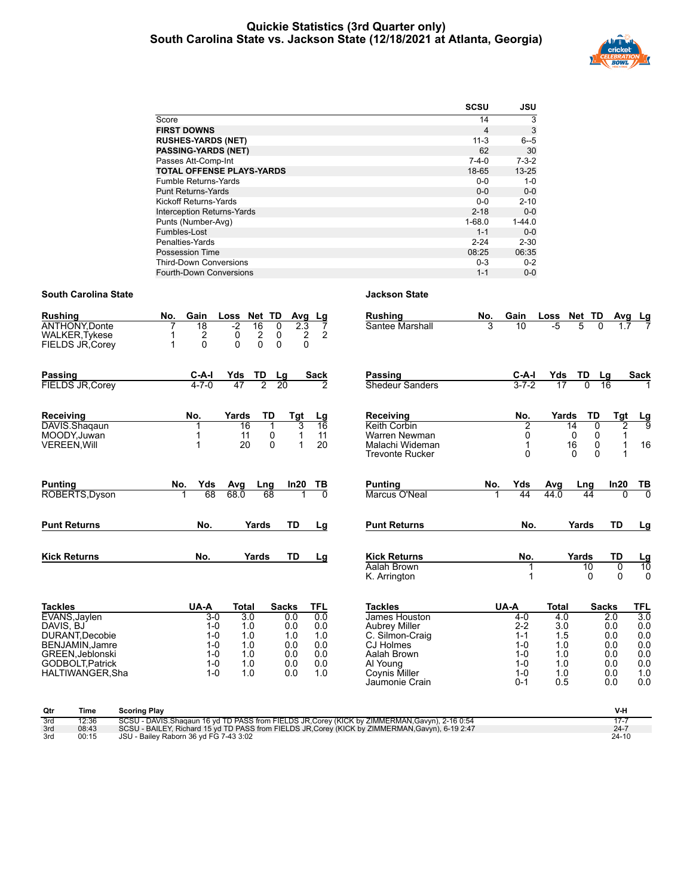# Quickie Statistics (3rd Quarter only)
## South Carolina State vs. Jackson State (12/18/2021 at Atlanta, Georgia)

| | SCSU | JSU |
|---|---|---|
| Score | 14 | 3 |
| **FIRST DOWNS** | 4 | 3 |
| **RUSHES-YARDS (NET)** | 11-3 | 6--5 |
| **PASSING-YARDS (NET)** | 62 | 30 |
| Passes Att-Comp-Int | 7-4-0 | 7-3-2 |
| **TOTAL OFFENSE PLAYS-YARDS** | 18-65 | 13-25 |
| Fumble Returns-Yards | 0-0 | 1-0 |
| Punt Returns-Yards | 0-0 | 0-0 |
| Kickoff Returns-Yards | 0-0 | 2-10 |
| Interception Returns-Yards | 2-18 | 0-0 |
| Punts (Number-Avg) | 1-68.0 | 1-44.0 |
| Fumbles-Lost | 1-1 | 0-0 |
| Penalties-Yards | 2-24 | 2-30 |
| Possession Time | 08:25 | 06:35 |
| Third-Down Conversions | 0-3 | 0-2 |
| Fourth-Down Conversions | 1-1 | 0-0 |

### South Carolina State

| Rushing | No. | Gain | Loss | Net | TD | Avg | Lg |
|---|---|---|---|---|---|---|---|
| ANTHONY,Donte | 7 | 18 | -2 | 16 | 0 | 2.3 | 7 |
| WALKER,Tykese | 1 | 2 | 0 | 2 | 0 | 2 | 2 |
| FIELDS JR,Corey | 1 | 0 | 0 | 0 | 0 | 0 | |

| Passing | C-A-I | Yds | TD | Lg | Sack |
|---|---|---|---|---|---|
| FIELDS JR,Corey | 4-7-0 | 47 | 2 | 20 | 2 |

| Receiving | No. | Yards | TD | Tgt | Lg |
|---|---|---|---|---|---|
| DAVIS.Shaqaun | 1 | 16 | 1 | 3 | 16 |
| MOODY,Juwan | 1 | 11 | 0 | 1 | 11 |
| VEREEN,Will | 1 | 20 | 0 | 1 | 20 |

| Punting | No. | Yds | Avg | Lng | In20 | TB |
|---|---|---|---|---|---|---|
| ROBERTS,Dyson | 1 | 68 | 68.0 | 68 | 1 | 0 |

| Punt Returns | No. | Yards | TD | Lg |
|---|---|---|---|---|

| Kick Returns | No. | Yards | TD | Lg |
|---|---|---|---|---|

| Tackles | UA-A | Total | Sacks | TFL |
|---|---|---|---|---|
| EVANS,Jaylen | 3-0 | 3.0 | 0.0 | 0.0 |
| DAVIS, BJ | 1-0 | 1.0 | 0.0 | 0.0 |
| DURANT,Decobie | 1-0 | 1.0 | 1.0 | 1.0 |
| BENJAMIN,Jamre | 1-0 | 1.0 | 0.0 | 0.0 |
| GREEN,Jeblonski | 1-0 | 1.0 | 0.0 | 0.0 |
| GODBOLT,Patrick | 1-0 | 1.0 | 0.0 | 0.0 |
| HALTIWANGER,Sha | 1-0 | 1.0 | 0.0 | 1.0 |

### Jackson State

| Rushing | No. | Gain | Loss | Net | TD | Avg | Lg |
|---|---|---|---|---|---|---|---|
| Santee Marshall | 3 | 10 | -5 | 5 | 0 | 1.7 | 7 |

| Passing | C-A-I | Yds | TD | Lg | Sack |
|---|---|---|---|---|---|
| Shedeur Sanders | 3-7-2 | 17 | 0 | 16 | 1 |

| Receiving | No. | Yards | TD | Tgt | Lg |
|---|---|---|---|---|---|
| Keith Corbin | 2 | 14 | 0 | 2 | 9 |
| Warren Newman | 0 | 0 | 0 | 1 | |
| Malachi Wideman | 1 | 16 | 0 | 1 | 16 |
| Trevonte Rucker | 0 | 0 | 0 | 1 | |

| Punting | No. | Yds | Avg | Lng | In20 | TB |
|---|---|---|---|---|---|---|
| Marcus O'Neal | 1 | 44 | 44.0 | 44 | 0 | 0 |

| Punt Returns | No. | Yards | TD | Lg |
|---|---|---|---|---|

| Kick Returns | No. | Yards | TD | Lg |
|---|---|---|---|---|
| Aalah Brown | 1 | 10 | 0 | 10 |
| K. Arrington | 1 | 0 | 0 | 0 |

| Tackles | UA-A | Total | Sacks | TFL |
|---|---|---|---|---|
| James Houston | 4-0 | 4.0 | 2.0 | 3.0 |
| Aubrey Miller | 2-2 | 3.0 | 0.0 | 0.0 |
| C. Silmon-Craig | 1-1 | 1.5 | 0.0 | 0.0 |
| CJ Holmes | 1-0 | 1.0 | 0.0 | 0.0 |
| Aalah Brown | 1-0 | 1.0 | 0.0 | 0.0 |
| Al Young | 1-0 | 1.0 | 0.0 | 0.0 |
| Coynis Miller | 1-0 | 1.0 | 0.0 | 1.0 |
| Jaumonie Crain | 0-1 | 0.5 | 0.0 | 0.0 |

| Qtr | Time | Scoring Play | V-H |
|---|---|---|---|
| 3rd | 12:36 | SCSU - DAVIS.Shaqaun 16 yd TD PASS from FIELDS JR,Corey (KICK by ZIMMERMAN,Gavyn), 2-16 0:54 | 17-7 |
| 3rd | 08:43 | SCSU - BAILEY, Richard 15 yd TD PASS from FIELDS JR,Corey (KICK by ZIMMERMAN,Gavyn), 6-19 2:47 | 24-7 |
| 3rd | 00:15 | JSU - Bailey Raborn 36 yd FG 7-43 3:02 | 24-10 |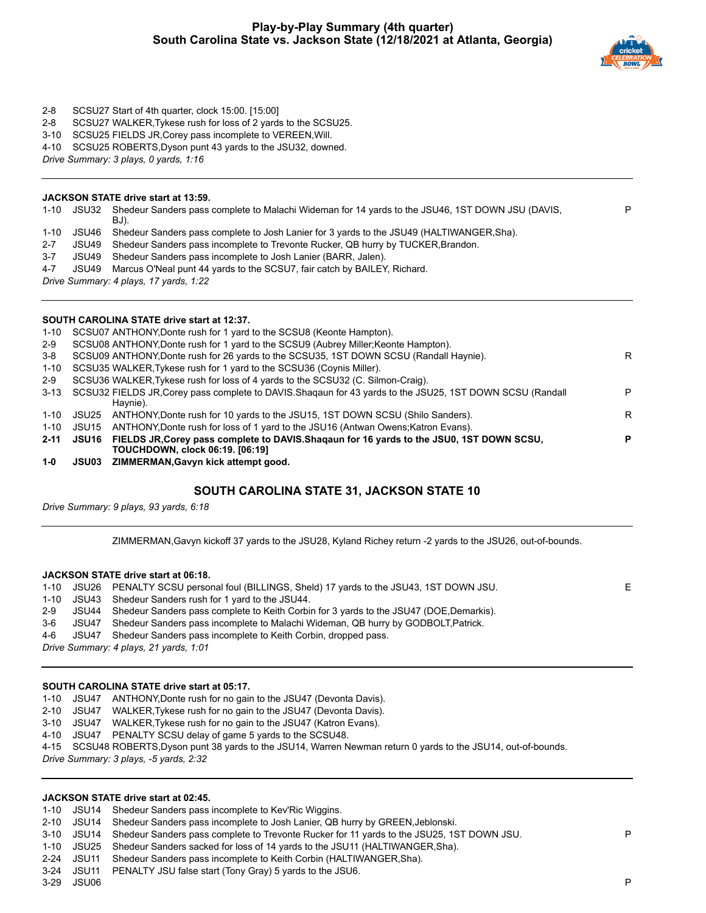## Play-by-Play Summary (4th quarter)
## South Carolina State vs. Jackson State (12/18/2021 at Atlanta, Georgia)

| | | | |
|---|---|---|---|
| 2-8 | SCSU27 | Start of 4th quarter, clock 15:00. [15:00] | |
| 2-8 | SCSU27 | WALKER,Tykese rush for loss of 2 yards to the SCSU25. | |
| 3-10 | SCSU25 | FIELDS JR,Corey pass incomplete to VEREEN,Will. | |
| 4-10 | SCSU25 | ROBERTS,Dyson punt 43 yards to the JSU32, downed. | |

*Drive Summary: 3 plays, 0 yards, 1:16*

---

**JACKSON STATE drive start at 13:59.**

| | | | |
|---|---|---|---|
| 1-10 | JSU32 | Shedeur Sanders pass complete to Malachi Wideman for 14 yards to the JSU46, 1ST DOWN JSU (DAVIS, BJ). | P |
| 1-10 | JSU46 | Shedeur Sanders pass complete to Josh Lanier for 3 yards to the JSU49 (HALTIWANGER,Sha). | |
| 2-7 | JSU49 | Shedeur Sanders pass incomplete to Trevonte Rucker, QB hurry by TUCKER,Brandon. | |
| 3-7 | JSU49 | Shedeur Sanders pass incomplete to Josh Lanier (BARR, Jalen). | |
| 4-7 | JSU49 | Marcus O'Neal punt 44 yards to the SCSU7, fair catch by BAILEY, Richard. | |

*Drive Summary: 4 plays, 17 yards, 1:22*

---

**SOUTH CAROLINA STATE drive start at 12:37.**

| | | | |
|---|---|---|---|
| 1-10 | SCSU07 | ANTHONY,Donte rush for 1 yard to the SCSU8 (Keonte Hampton). | |
| 2-9 | SCSU08 | ANTHONY,Donte rush for 1 yard to the SCSU9 (Aubrey Miller;Keonte Hampton). | |
| 3-8 | SCSU09 | ANTHONY,Donte rush for 26 yards to the SCSU35, 1ST DOWN SCSU (Randall Haynie). | R |
| 1-10 | SCSU35 | WALKER,Tykese rush for 1 yard to the SCSU36 (Coynis Miller). | |
| 2-9 | SCSU36 | WALKER,Tykese rush for loss of 4 yards to the SCSU32 (C. Silmon-Craig). | |
| 3-13 | SCSU32 | FIELDS JR,Corey pass complete to DAVIS.Shaqaun for 43 yards to the JSU25, 1ST DOWN SCSU (Randall Haynie). | P |
| 1-10 | JSU25 | ANTHONY,Donte rush for 10 yards to the JSU15, 1ST DOWN SCSU (Shilo Sanders). | R |
| 1-10 | JSU15 | ANTHONY,Donte rush for loss of 1 yard to the JSU16 (Antwan Owens;Katron Evans). | |
| **2-11** | **JSU16** | **FIELDS JR,Corey pass complete to DAVIS.Shaqaun for 16 yards to the JSU0, 1ST DOWN SCSU, TOUCHDOWN, clock 06:19. [06:19]** | **P** |
| **1-0** | **JSU03** | **ZIMMERMAN,Gavyn kick attempt good.** | |

### SOUTH CAROLINA STATE 31, JACKSON STATE 10

*Drive Summary: 9 plays, 93 yards, 6:18*

---

ZIMMERMAN,Gavyn kickoff 37 yards to the JSU28, Kyland Richey return -2 yards to the JSU26, out-of-bounds.

**JACKSON STATE drive start at 06:18.**

| | | | |
|---|---|---|---|
| 1-10 | JSU26 | PENALTY SCSU personal foul (BILLINGS, Sheld) 17 yards to the JSU43, 1ST DOWN JSU. | E |
| 1-10 | JSU43 | Shedeur Sanders rush for 1 yard to the JSU44. | |
| 2-9 | JSU44 | Shedeur Sanders pass complete to Keith Corbin for 3 yards to the JSU47 (DOE,Demarkis). | |
| 3-6 | JSU47 | Shedeur Sanders pass incomplete to Malachi Wideman, QB hurry by GODBOLT,Patrick. | |
| 4-6 | JSU47 | Shedeur Sanders pass incomplete to Keith Corbin, dropped pass. | |

*Drive Summary: 4 plays, 21 yards, 1:01*

---

**SOUTH CAROLINA STATE drive start at 05:17.**

| | | | |
|---|---|---|---|
| 1-10 | JSU47 | ANTHONY,Donte rush for no gain to the JSU47 (Devonta Davis). | |
| 2-10 | JSU47 | WALKER,Tykese rush for no gain to the JSU47 (Devonta Davis). | |
| 3-10 | JSU47 | WALKER,Tykese rush for no gain to the JSU47 (Katron Evans). | |
| 4-10 | JSU47 | PENALTY SCSU delay of game 5 yards to the SCSU48. | |
| 4-15 | SCSU48 | ROBERTS,Dyson punt 38 yards to the JSU14, Warren Newman return 0 yards to the JSU14, out-of-bounds. | |

*Drive Summary: 3 plays, -5 yards, 2:32*

---

**JACKSON STATE drive start at 02:45.**

| | | | |
|---|---|---|---|
| 1-10 | JSU14 | Shedeur Sanders pass incomplete to Kev'Ric Wiggins. | |
| 2-10 | JSU14 | Shedeur Sanders pass incomplete to Josh Lanier, QB hurry by GREEN,Jeblonski. | |
| 3-10 | JSU14 | Shedeur Sanders pass complete to Trevonte Rucker for 11 yards to the JSU25, 1ST DOWN JSU. | P |
| 1-10 | JSU25 | Shedeur Sanders sacked for loss of 14 yards to the JSU11 (HALTIWANGER,Sha). | |
| 2-24 | JSU11 | Shedeur Sanders pass incomplete to Keith Corbin (HALTIWANGER,Sha). | |
| 3-24 | JSU11 | PENALTY JSU false start (Tony Gray) 5 yards to the JSU6. | |
| 3-29 | JSU06 | | P |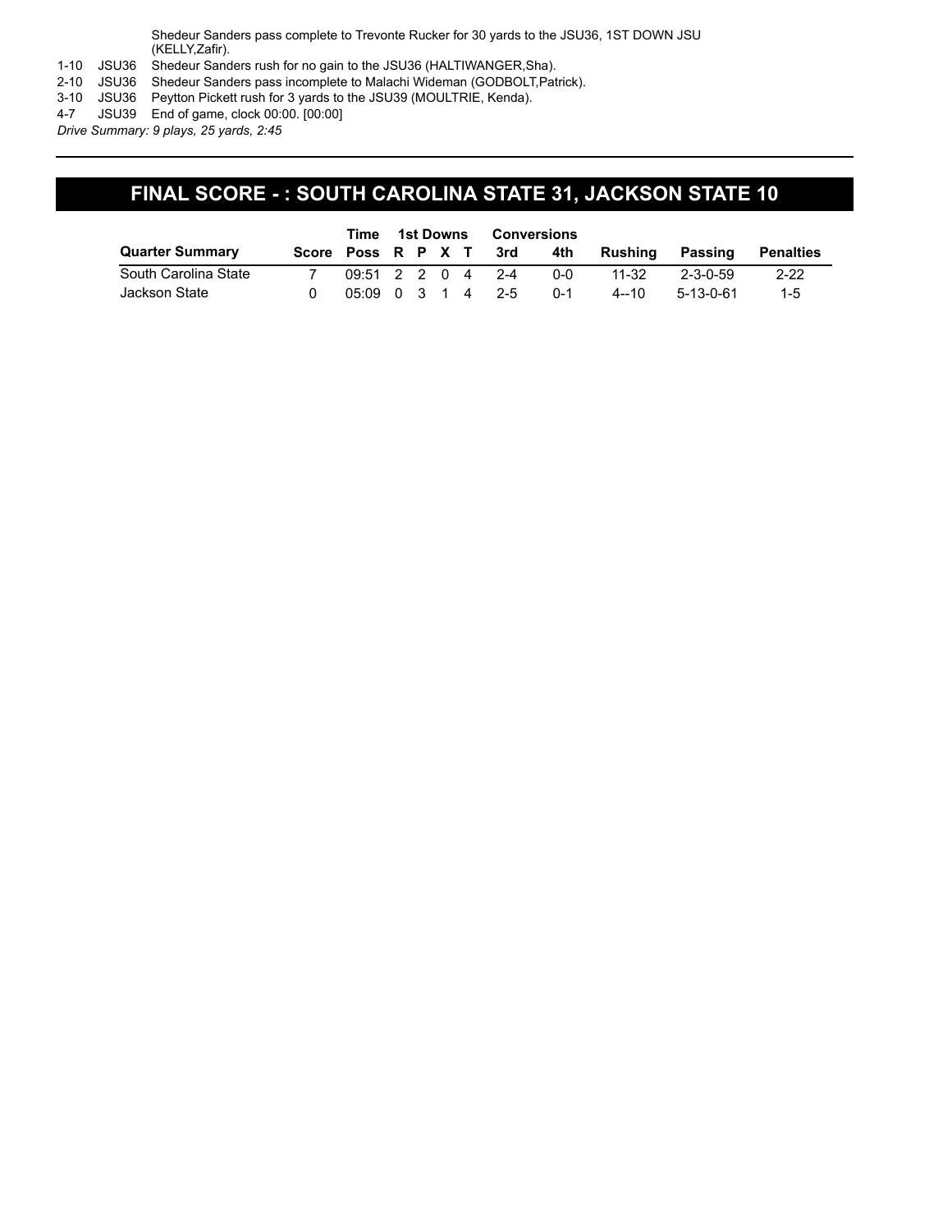| | | |
|---|---|---|
| | | Shedeur Sanders pass complete to Trevonte Rucker for 30 yards to the JSU36, 1ST DOWN JSU (KELLY,Zafir). |
| 1-10 | JSU36 | Shedeur Sanders rush for no gain to the JSU36 (HALTIWANGER,Sha). |
| 2-10 | JSU36 | Shedeur Sanders pass incomplete to Malachi Wideman (GODBOLT,Patrick). |
| 3-10 | JSU36 | Peytton Pickett rush for 3 yards to the JSU39 (MOULTRIE, Kenda). |
| 4-7 | JSU39 | End of game, clock 00:00. [00:00] |

*Drive Summary: 9 plays, 25 yards, 2:45*

## FINAL SCORE - : SOUTH CAROLINA STATE 31, JACKSON STATE 10

| | | Time | 1st Downs | | | | Conversions | | | | |
|---|---|---|---|---|---|---|---|---|---|---|---|
| **Quarter Summary** | **Score** | **Poss** | **R** | **P** | **X** | **T** | **3rd** | **4th** | **Rushing** | **Passing** | **Penalties** |
| South Carolina State | 7 | 09:51 | 2 | 2 | 0 | 4 | 2-4 | 0-0 | 11-32 | 2-3-0-59 | 2-22 |
| Jackson State | 0 | 05:09 | 0 | 3 | 1 | 4 | 2-5 | 0-1 | 4--10 | 5-13-0-61 | 1-5 |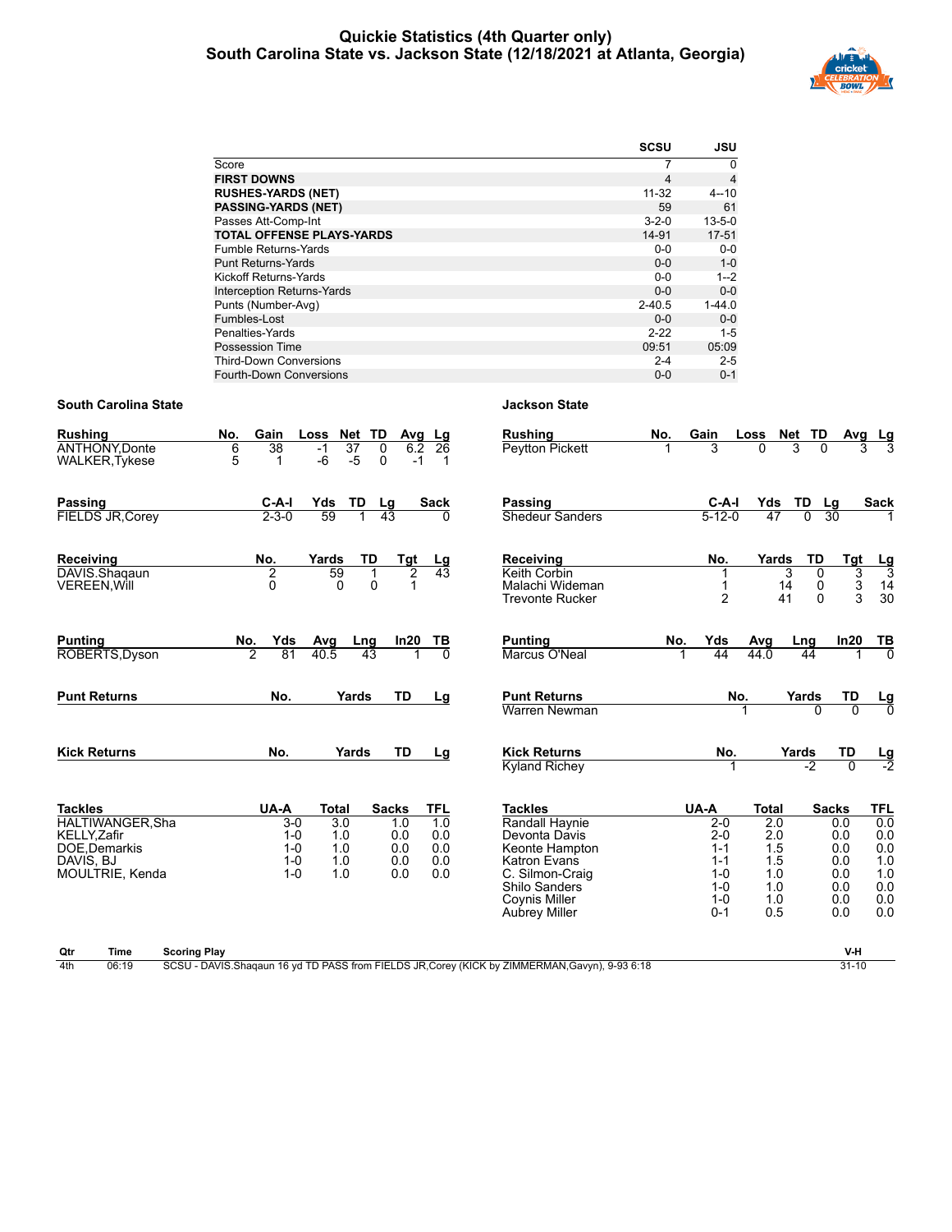# Quickie Statistics (4th Quarter only)
## South Carolina State vs. Jackson State (12/18/2021 at Atlanta, Georgia)

| | SCSU | JSU |
|---|---|---|
| Score | 7 | 0 |
| **FIRST DOWNS** | 4 | 4 |
| **RUSHES-YARDS (NET)** | 11-32 | 4--10 |
| **PASSING-YARDS (NET)** | 59 | 61 |
| Passes Att-Comp-Int | 3-2-0 | 13-5-0 |
| **TOTAL OFFENSE PLAYS-YARDS** | 14-91 | 17-51 |
| Fumble Returns-Yards | 0-0 | 0-0 |
| Punt Returns-Yards | 0-0 | 1-0 |
| Kickoff Returns-Yards | 0-0 | 1--2 |
| Interception Returns-Yards | 0-0 | 0-0 |
| Punts (Number-Avg) | 2-40.5 | 1-44.0 |
| Fumbles-Lost | 0-0 | 0-0 |
| Penalties-Yards | 2-22 | 1-5 |
| Possession Time | 09:51 | 05:09 |
| Third-Down Conversions | 2-4 | 2-5 |
| Fourth-Down Conversions | 0-0 | 0-1 |

### South Carolina State

| Rushing | No. | Gain | Loss | Net | TD | Avg | Lg |
|---|---|---|---|---|---|---|---|
| ANTHONY,Donte | 6 | 38 | -1 | 37 | 0 | 6.2 | 26 |
| WALKER,Tykese | 5 | 1 | -6 | -5 | 0 | -1 | 1 |

| Passing | C-A-I | Yds | TD | Lg | Sack |
|---|---|---|---|---|---|
| FIELDS JR,Corey | 2-3-0 | 59 | 1 | 43 | 0 |

| Receiving | No. | Yards | TD | Tgt | Lg |
|---|---|---|---|---|---|
| DAVIS.Shaqaun | 2 | 59 | 1 | 2 | 43 |
| VEREEN,Will | 0 | 0 | 0 | 1 | |

| Punting | No. | Yds | Avg | Lng | In20 | TB |
|---|---|---|---|---|---|---|
| ROBERTS,Dyson | 2 | 81 | 40.5 | 43 | 1 | 0 |

| Punt Returns | No. | Yards | TD | Lg |
|---|---|---|---|---|

| Kick Returns | No. | Yards | TD | Lg |
|---|---|---|---|---|

| Tackles | UA-A | Total | Sacks | TFL |
|---|---|---|---|---|
| HALTIWANGER,Sha | 3-0 | 3.0 | 1.0 | 1.0 |
| KELLY,Zafir | 1-0 | 1.0 | 0.0 | 0.0 |
| DOE,Demarkis | 1-0 | 1.0 | 0.0 | 0.0 |
| DAVIS, BJ | 1-0 | 1.0 | 0.0 | 0.0 |
| MOULTRIE, Kenda | 1-0 | 1.0 | 0.0 | 0.0 |

### Jackson State

| Rushing | No. | Gain | Loss | Net | TD | Avg | Lg |
|---|---|---|---|---|---|---|---|
| Peytton Pickett | 1 | 3 | 0 | 3 | 0 | 3 | 3 |

| Passing | C-A-I | Yds | TD | Lg | Sack |
|---|---|---|---|---|---|
| Shedeur Sanders | 5-12-0 | 47 | 0 | 30 | 1 |

| Receiving | No. | Yards | TD | Tgt | Lg |
|---|---|---|---|---|---|
| Keith Corbin | 1 | 3 | 0 | 3 | 3 |
| Malachi Wideman | 1 | 14 | 0 | 3 | 14 |
| Trevonte Rucker | 2 | 41 | 0 | 3 | 30 |

| Punting | No. | Yds | Avg | Lng | In20 | TB |
|---|---|---|---|---|---|---|
| Marcus O'Neal | 1 | 44 | 44.0 | 44 | 1 | 0 |

| Punt Returns | No. | Yards | TD | Lg |
|---|---|---|---|---|
| Warren Newman | 1 | 0 | 0 | 0 |

| Kick Returns | No. | Yards | TD | Lg |
|---|---|---|---|---|
| Kyland Richey | 1 | -2 | 0 | -2 |

| Tackles | UA-A | Total | Sacks | TFL |
|---|---|---|---|---|
| Randall Haynie | 2-0 | 2.0 | 0.0 | 0.0 |
| Devonta Davis | 2-0 | 2.0 | 0.0 | 0.0 |
| Keonte Hampton | 1-1 | 1.5 | 0.0 | 0.0 |
| Katron Evans | 1-1 | 1.5 | 0.0 | 1.0 |
| C. Silmon-Craig | 1-0 | 1.0 | 0.0 | 1.0 |
| Shilo Sanders | 1-0 | 1.0 | 0.0 | 0.0 |
| Coynis Miller | 1-0 | 1.0 | 0.0 | 0.0 |
| Aubrey Miller | 0-1 | 0.5 | 0.0 | 0.0 |

| Qtr | Time | Scoring Play | V-H |
|---|---|---|---|
| 4th | 06:19 | SCSU - DAVIS.Shaqaun 16 yd TD PASS from FIELDS JR,Corey (KICK by ZIMMERMAN,Gavyn), 9-93 6:18 | 31-10 |